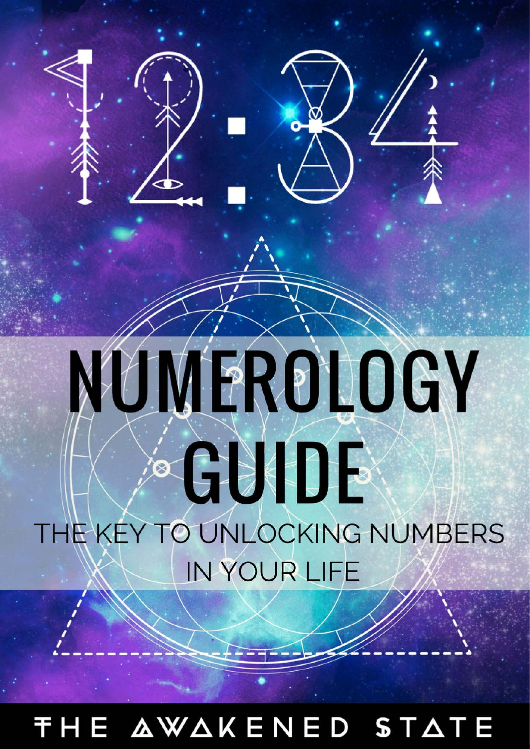12:34

# NUMEROLOGY GUIDE

## THE KEY TO UNLOCKING NUMBERS IN YOUR LIFE

THE AWAKENED STATE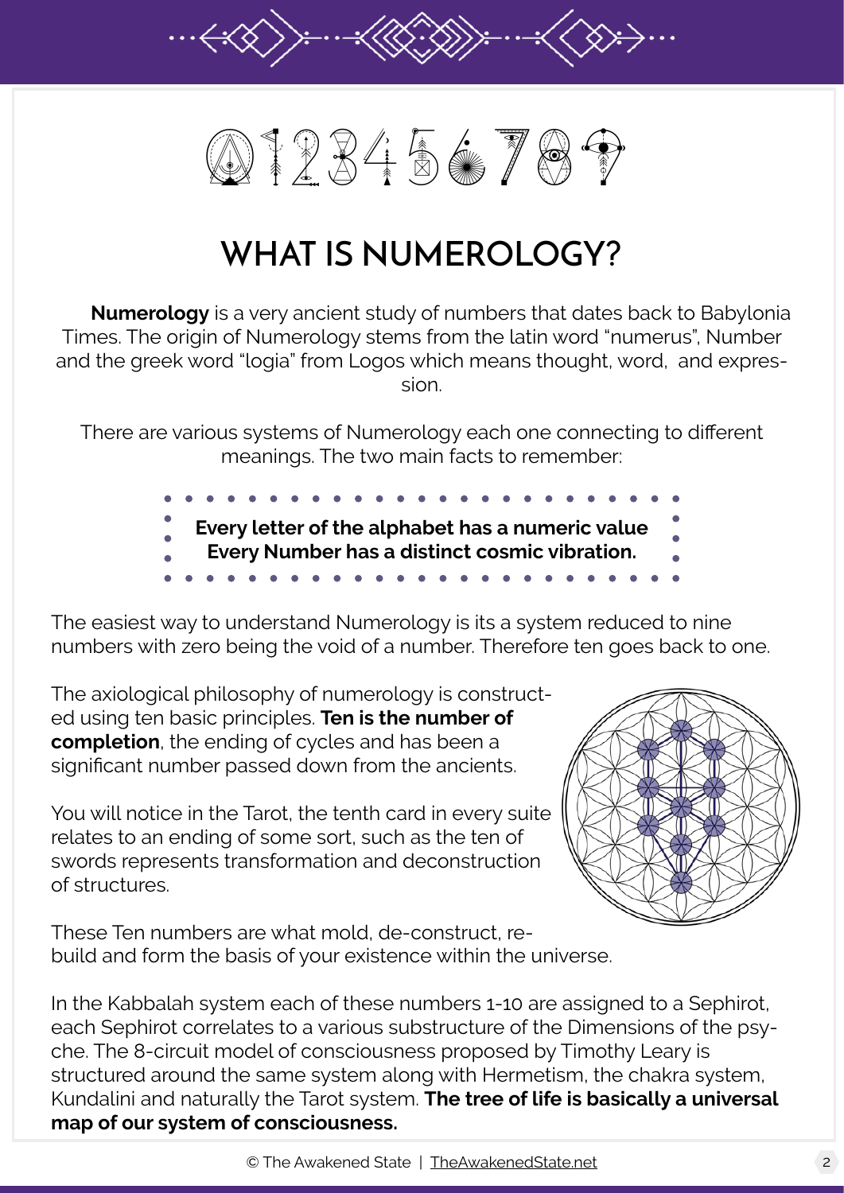# WHAT IS NUMEROLOGY?

**Numerology** is a very ancient study of numbers that dates back to Babylonia Times. The origin of Numerology stems from the latin word "numerus", Number and the greek word "logia" from Logos which means thought, word, and expression.

There are various systems of Numerology each one connecting to different meanings. The two main facts to remember:

**Every letter of the alphabet has a numeric value**
**Every Number has a distinct cosmic vibration.**

The easiest way to understand Numerology is its a system reduced to nine numbers with zero being the void of a number. Therefore ten goes back to one.

The axiological philosophy of numerology is constructed using ten basic principles. **Ten is the number of completion**, the ending of cycles and has been a significant number passed down from the ancients.

You will notice in the Tarot, the tenth card in every suite relates to an ending of some sort, such as the ten of swords represents transformation and deconstruction of structures.

These Ten numbers are what mold, de-construct, rebuild and form the basis of your existence within the universe.

In the Kabbalah system each of these numbers 1-10 are assigned to a Sephirot, each Sephirot correlates to a various substructure of the Dimensions of the psyche. The 8-circuit model of consciousness proposed by Timothy Leary is structured around the same system along with Hermetism, the chakra system, Kundalini and naturally the Tarot system. **The tree of life is basically a universal map of our system of consciousness.**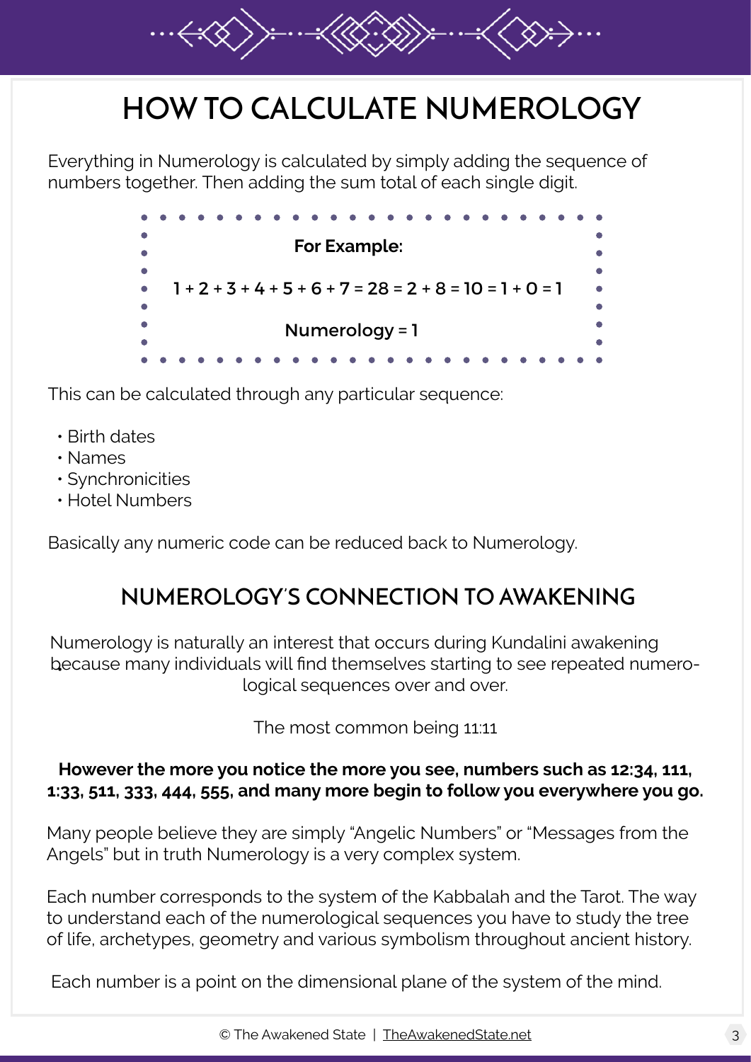# HOW TO CALCULATE NUMEROLOGY

Everything in Numerology is calculated by simply adding the sequence of numbers together. Then adding the sum total of each single digit.

**For Example:**

**1 + 2 + 3 + 4 + 5 + 6 + 7 = 28 = 2 + 8 = 10 = 1 + 0 = 1**

**Numerology = 1**

This can be calculated through any particular sequence:

- Birth dates
- Names
- Synchronicities
- Hotel Numbers

Basically any numeric code can be reduced back to Numerology.

## NUMEROLOGY'S CONNECTION TO AWAKENING

Numerology is naturally an interest that occurs during Kundalini awakening because many individuals will find themselves starting to see repeated numerological sequences over and over.

The most common being 11:11

**However the more you notice the more you see, numbers such as 12:34, 111, 1:33, 511, 333, 444, 555, and many more begin to follow you everywhere you go.**

Many people believe they are simply "Angelic Numbers" or "Messages from the Angels" but in truth Numerology is a very complex system.

Each number corresponds to the system of the Kabbalah and the Tarot. The way to understand each of the numerological sequences you have to study the tree of life, archetypes, geometry and various symbolism throughout ancient history.

Each number is a point on the dimensional plane of the system of the mind.

© The Awakened State | TheAwakenedState.net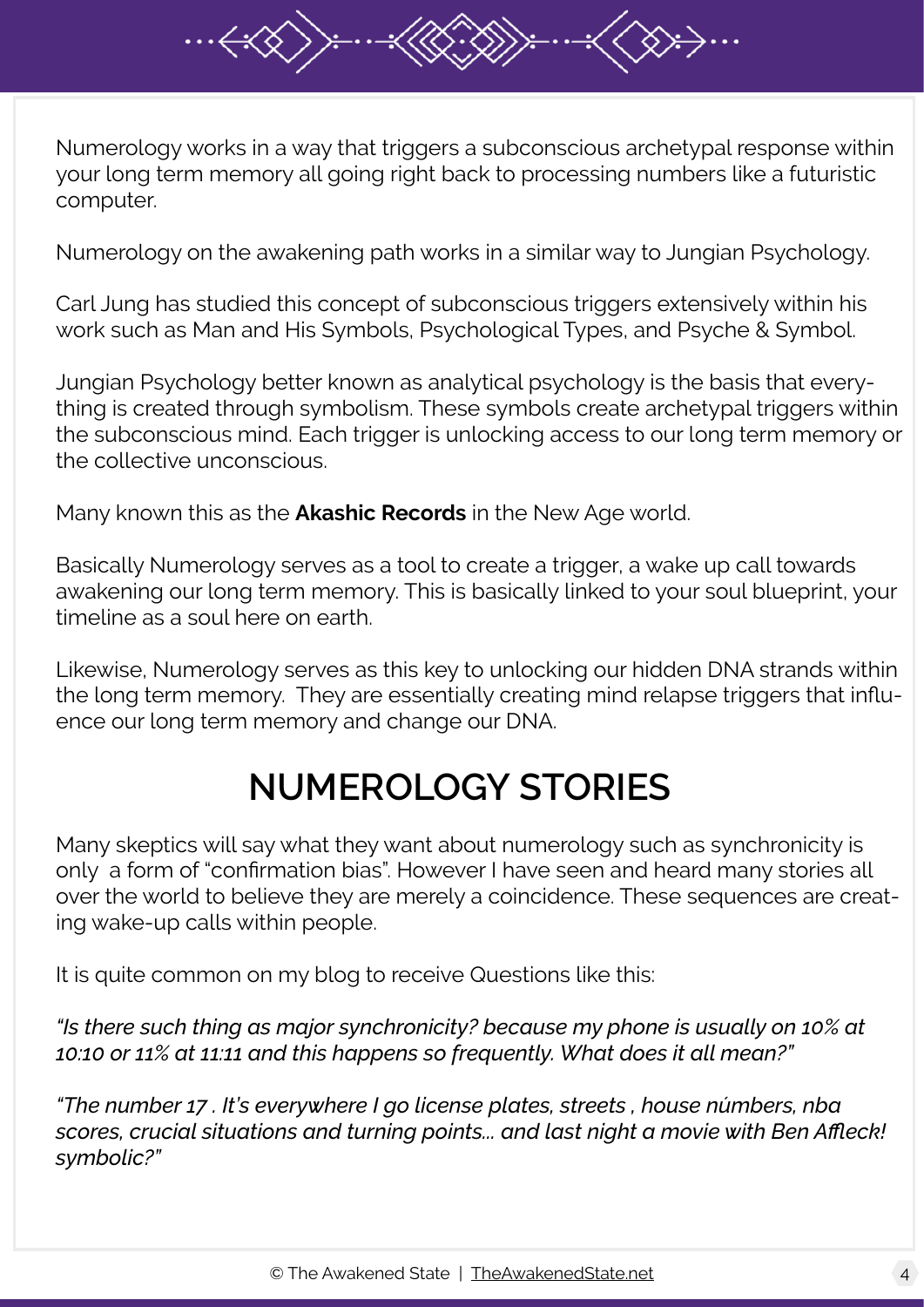Numerology works in a way that triggers a subconscious archetypal response within your long term memory all going right back to processing numbers like a futuristic computer.

Numerology on the awakening path works in a similar way to Jungian Psychology.

Carl Jung has studied this concept of subconscious triggers extensively within his work such as Man and His Symbols, Psychological Types, and Psyche & Symbol.

Jungian Psychology better known as analytical psychology is the basis that everything is created through symbolism. These symbols create archetypal triggers within the subconscious mind. Each trigger is unlocking access to our long term memory or the collective unconscious.

Many known this as the **Akashic Records** in the New Age world.

Basically Numerology serves as a tool to create a trigger, a wake up call towards awakening our long term memory. This is basically linked to your soul blueprint, your timeline as a soul here on earth.

Likewise, Numerology serves as this key to unlocking our hidden DNA strands within the long term memory. They are essentially creating mind relapse triggers that influence our long term memory and change our DNA.

## NUMEROLOGY STORIES

Many skeptics will say what they want about numerology such as synchronicity is only a form of "confirmation bias". However I have seen and heard many stories all over the world to believe they are merely a coincidence. These sequences are creating wake-up calls within people.

It is quite common on my blog to receive Questions like this:

*"Is there such thing as major synchronicity? because my phone is usually on 10% at 10:10 or 11% at 11:11 and this happens so frequently. What does it all mean?"*

*"The number 17 . It's everywhere I go license plates, streets , house números, nba scores, crucial situations and turning points... and last night a movie with Ben Affleck! symbolic?"*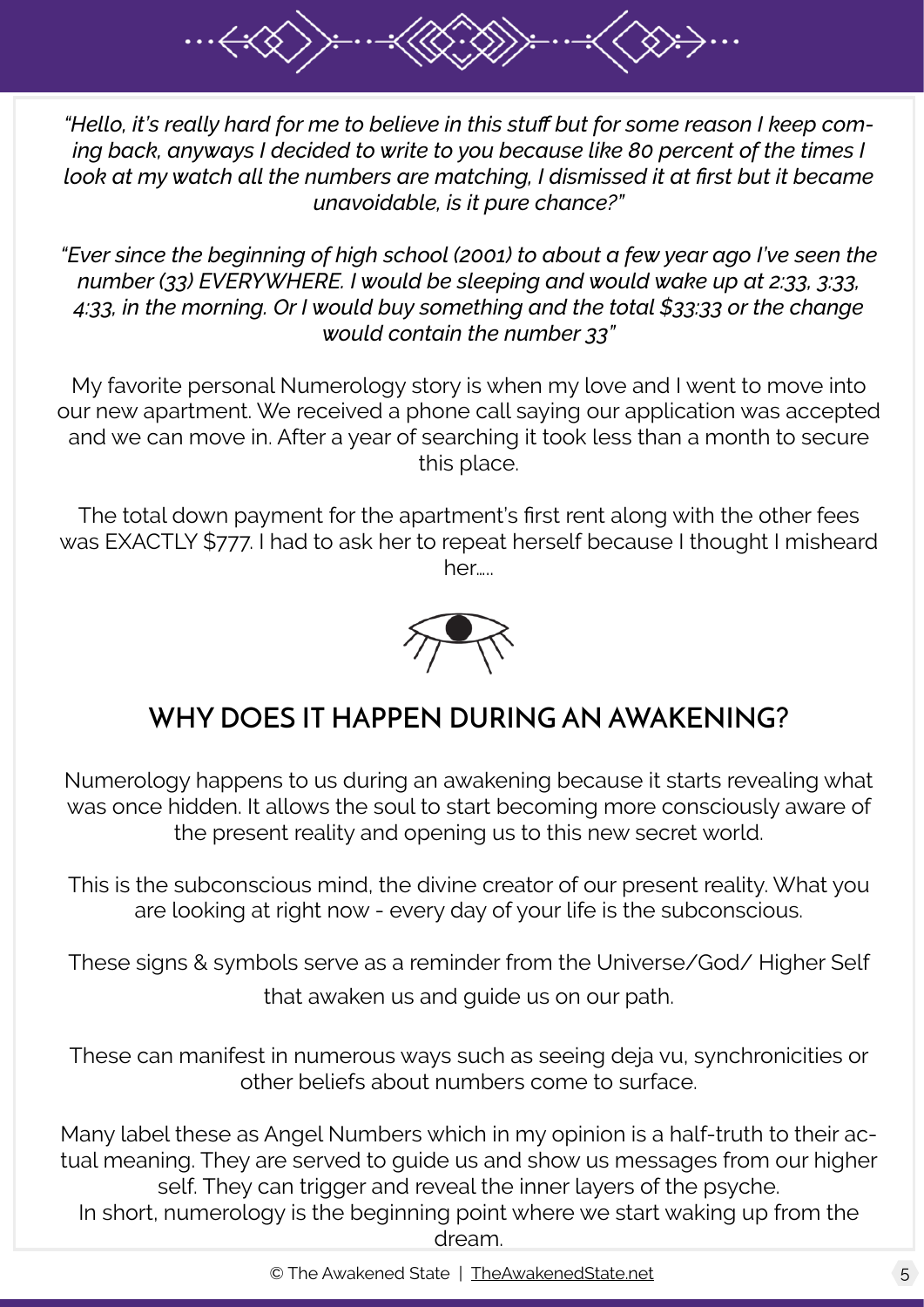*"Hello, it's really hard for me to believe in this stuff but for some reason I keep coming back, anyways I decided to write to you because like 80 percent of the times I look at my watch all the numbers are matching, I dismissed it at first but it became unavoidable, is it pure chance?"*

*"Ever since the beginning of high school (2001) to about a few year ago I've seen the number (33) EVERYWHERE. I would be sleeping and would wake up at 2:33, 3:33, 4:33, in the morning. Or I would buy something and the total $33:33 or the change would contain the number 33"*

My favorite personal Numerology story is when my love and I went to move into our new apartment. We received a phone call saying our application was accepted and we can move in. After a year of searching it took less than a month to secure this place.

The total down payment for the apartment's first rent along with the other fees was EXACTLY $777. I had to ask her to repeat herself because I thought I misheard her.....

## WHY DOES IT HAPPEN DURING AN AWAKENING?

Numerology happens to us during an awakening because it starts revealing what was once hidden. It allows the soul to start becoming more consciously aware of the present reality and opening us to this new secret world.

This is the subconscious mind, the divine creator of our present reality. What you are looking at right now - every day of your life is the subconscious.

These signs & symbols serve as a reminder from the Universe/God/ Higher Self that awaken us and guide us on our path.

These can manifest in numerous ways such as seeing deja vu, synchronicities or other beliefs about numbers come to surface.

Many label these as Angel Numbers which in my opinion is a half-truth to their actual meaning. They are served to guide us and show us messages from our higher self. They can trigger and reveal the inner layers of the psyche.
In short, numerology is the beginning point where we start waking up from the dream.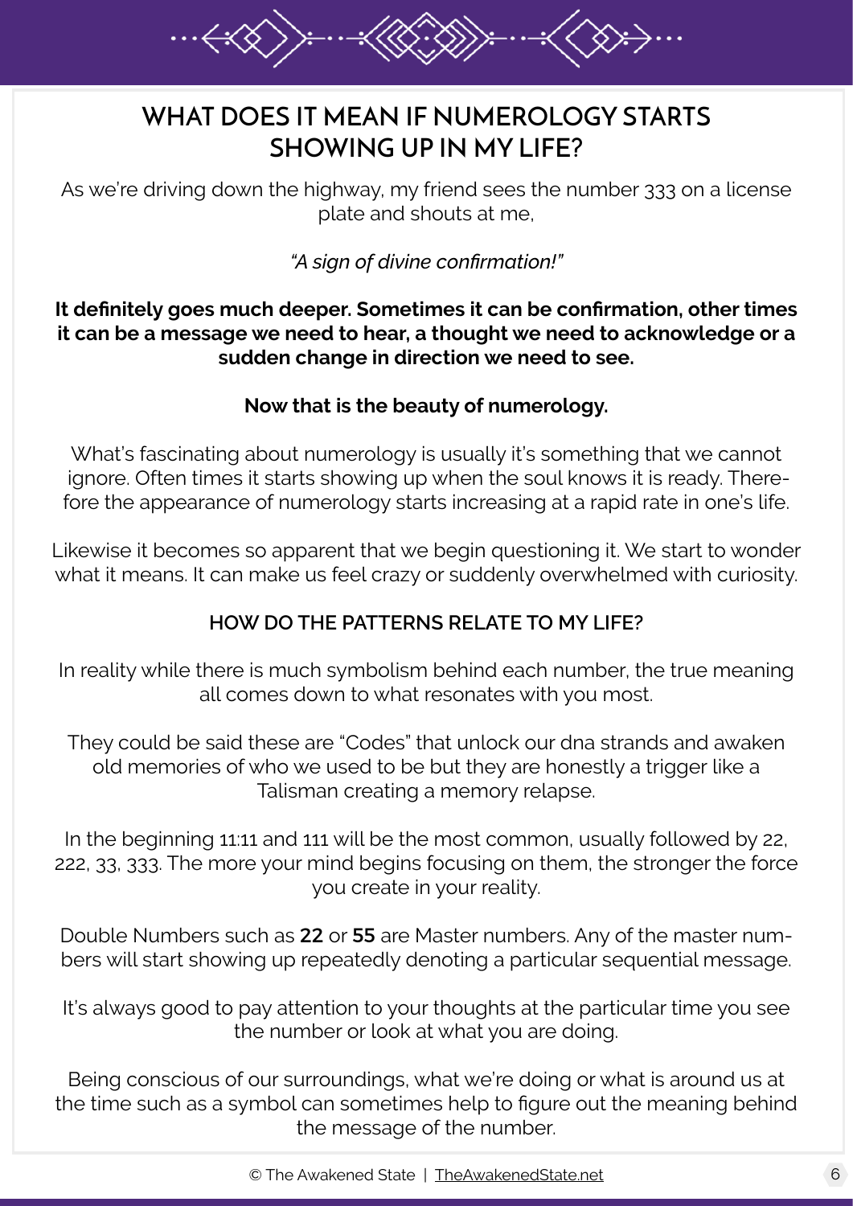# WHAT DOES IT MEAN IF NUMEROLOGY STARTS SHOWING UP IN MY LIFE?

As we're driving down the highway, my friend sees the number 333 on a license plate and shouts at me,

*"A sign of divine confirmation!"*

**It definitely goes much deeper. Sometimes it can be confirmation, other times it can be a message we need to hear, a thought we need to acknowledge or a sudden change in direction we need to see.**

**Now that is the beauty of numerology.**

What's fascinating about numerology is usually it's something that we cannot ignore. Often times it starts showing up when the soul knows it is ready. Therefore the appearance of numerology starts increasing at a rapid rate in one's life.

Likewise it becomes so apparent that we begin questioning it. We start to wonder what it means. It can make us feel crazy or suddenly overwhelmed with curiosity.

## HOW DO THE PATTERNS RELATE TO MY LIFE?

In reality while there is much symbolism behind each number, the true meaning all comes down to what resonates with you most.

They could be said these are "Codes" that unlock our dna strands and awaken old memories of who we used to be but they are honestly a trigger like a Talisman creating a memory relapse.

In the beginning 11:11 and 111 will be the most common, usually followed by 22, 222, 33, 333. The more your mind begins focusing on them, the stronger the force you create in your reality.

Double Numbers such as **22** or **55** are Master numbers. Any of the master numbers will start showing up repeatedly denoting a particular sequential message.

It's always good to pay attention to your thoughts at the particular time you see the number or look at what you are doing.

Being conscious of our surroundings, what we're doing or what is around us at the time such as a symbol can sometimes help to figure out the meaning behind the message of the number.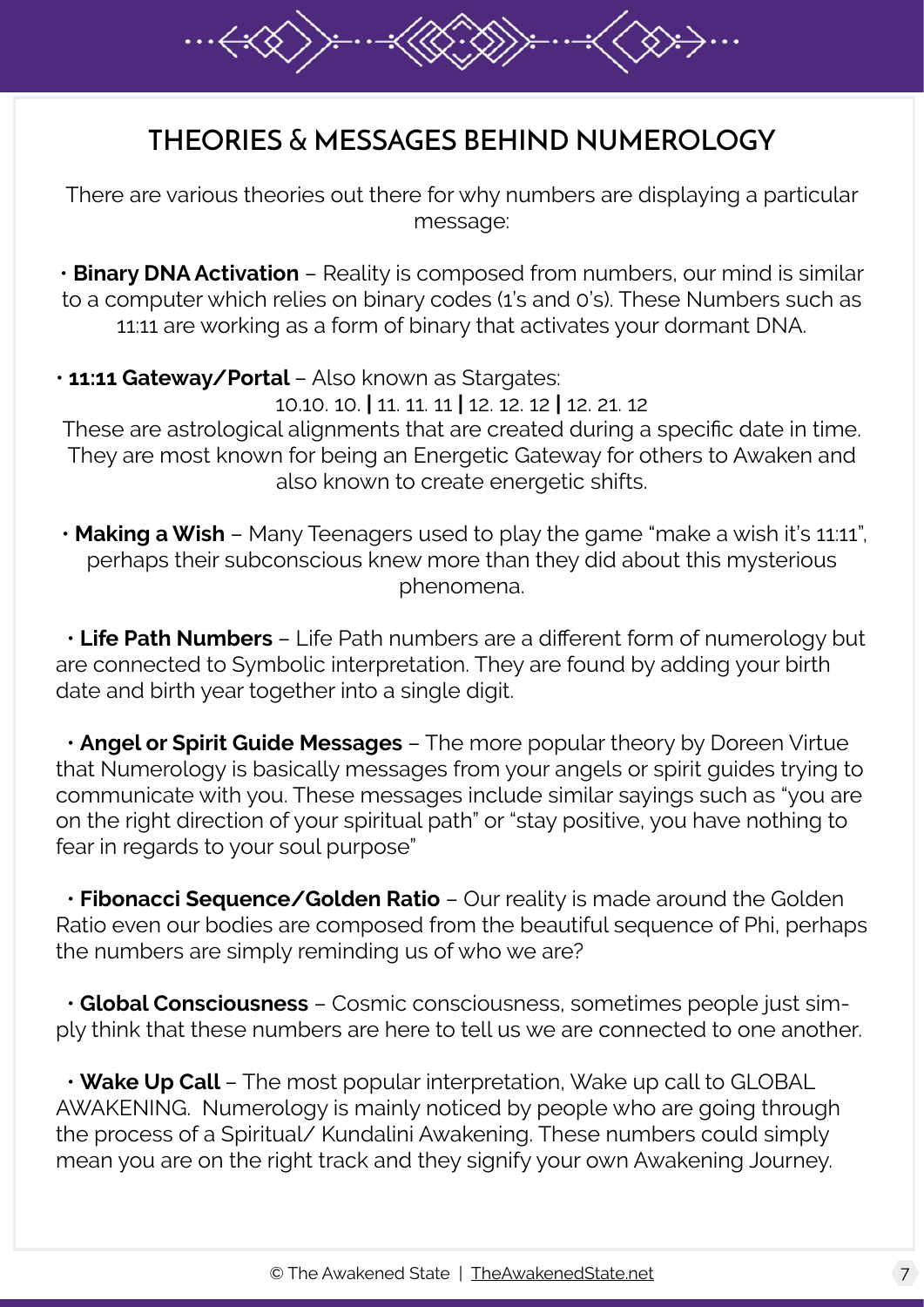## THEORIES & MESSAGES BEHIND NUMEROLOGY

There are various theories out there for why numbers are displaying a particular message:

• **Binary DNA Activation** – Reality is composed from numbers, our mind is similar to a computer which relies on binary codes (1's and 0's). These Numbers such as 11:11 are working as a form of binary that activates your dormant DNA.

• **11:11 Gateway/Portal** – Also known as Stargates:
10.10. 10. **|** 11. 11. 11 **|** 12. 12. 12 **|** 12. 21. 12
These are astrological alignments that are created during a specific date in time. They are most known for being an Energetic Gateway for others to Awaken and also known to create energetic shifts.

• **Making a Wish** – Many Teenagers used to play the game "make a wish it's 11:11", perhaps their subconscious knew more than they did about this mysterious phenomena.

• **Life Path Numbers** – Life Path numbers are a different form of numerology but are connected to Symbolic interpretation. They are found by adding your birth date and birth year together into a single digit.

• **Angel or Spirit Guide Messages** – The more popular theory by Doreen Virtue that Numerology is basically messages from your angels or spirit guides trying to communicate with you. These messages include similar sayings such as "you are on the right direction of your spiritual path" or "stay positive, you have nothing to fear in regards to your soul purpose"

• **Fibonacci Sequence/Golden Ratio** – Our reality is made around the Golden Ratio even our bodies are composed from the beautiful sequence of Phi, perhaps the numbers are simply reminding us of who we are?

• **Global Consciousness** – Cosmic consciousness, sometimes people just simply think that these numbers are here to tell us we are connected to one another.

• **Wake Up Call** – The most popular interpretation, Wake up call to GLOBAL AWAKENING. Numerology is mainly noticed by people who are going through the process of a Spiritual/ Kundalini Awakening. These numbers could simply mean you are on the right track and they signify your own Awakening Journey.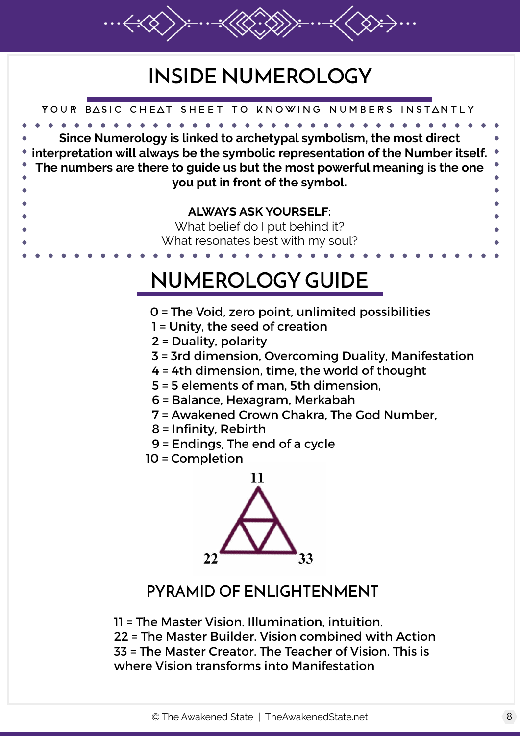# INSIDE NUMEROLOGY

YOUR BASIC CHEAT SHEET TO KNOWING NUMBERS INSTANTLY

**Since Numerology is linked to archetypal symbolism, the most direct interpretation will always be the symbolic representation of the Number itself. The numbers are there to guide us but the most powerful meaning is the one you put in front of the symbol.**

**ALWAYS ASK YOURSELF:**

What belief do I put behind it?
What resonates best with my soul?

# NUMEROLOGY GUIDE

0 = The Void, zero point, unlimited possibilities
1 = Unity, the seed of creation
2 = Duality, polarity
3 = 3rd dimension, Overcoming Duality, Manifestation
4 = 4th dimension, time, the world of thought
5 = 5 elements of man, 5th dimension,
6 = Balance, Hexagram, Merkabah
7 = Awakened Crown Chakra, The God Number,
8 = Infinity, Rebirth
9 = Endings, The end of a cycle
10 = Completion

11

22 33

## PYRAMID OF ENLIGHTENMENT

11 = The Master Vision. Illumination, intuition.
22 = The Master Builder. Vision combined with Action
33 = The Master Creator. The Teacher of Vision. This is where Vision transforms into Manifestation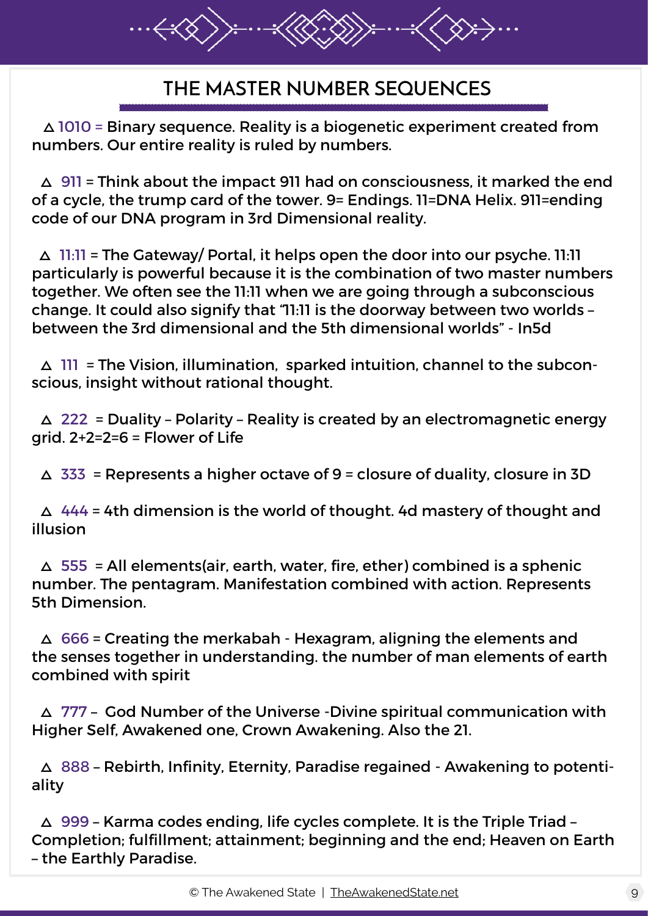## THE MASTER NUMBER SEQUENCES

△ 1010 = Binary sequence. Reality is a biogenetic experiment created from numbers. Our entire reality is ruled by numbers.

△ 911 = Think about the impact 911 had on consciousness, it marked the end of a cycle, the trump card of the tower. 9= Endings. 11=DNA Helix. 911=ending code of our DNA program in 3rd Dimensional reality.

△ 11:11 = The Gateway/ Portal, it helps open the door into our psyche. 11:11 particularly is powerful because it is the combination of two master numbers together. We often see the 11:11 when we are going through a subconscious change. It could also signify that "11:11 is the doorway between two worlds – between the 3rd dimensional and the 5th dimensional worlds" - In5d

△ 111 = The Vision, illumination, sparked intuition, channel to the subconscious, insight without rational thought.

△ 222 = Duality – Polarity – Reality is created by an electromagnetic energy grid. 2+2=2=6 = Flower of Life

△ 333 = Represents a higher octave of 9 = closure of duality, closure in 3D

△ 444 = 4th dimension is the world of thought. 4d mastery of thought and illusion

△ 555 = All elements(air, earth, water, fire, ether) combined is a sphenic number. The pentagram. Manifestation combined with action. Represents 5th Dimension.

△ 666 = Creating the merkabah - Hexagram, aligning the elements and the senses together in understanding. the number of man elements of earth combined with spirit

△ 777 – God Number of the Universe -Divine spiritual communication with Higher Self, Awakened one, Crown Awakening. Also the 21.

△ 888 – Rebirth, Infinity, Eternity, Paradise regained - Awakening to potentiality

△ 999 – Karma codes ending, life cycles complete. It is the Triple Triad – Completion; fulfillment; attainment; beginning and the end; Heaven on Earth – the Earthly Paradise.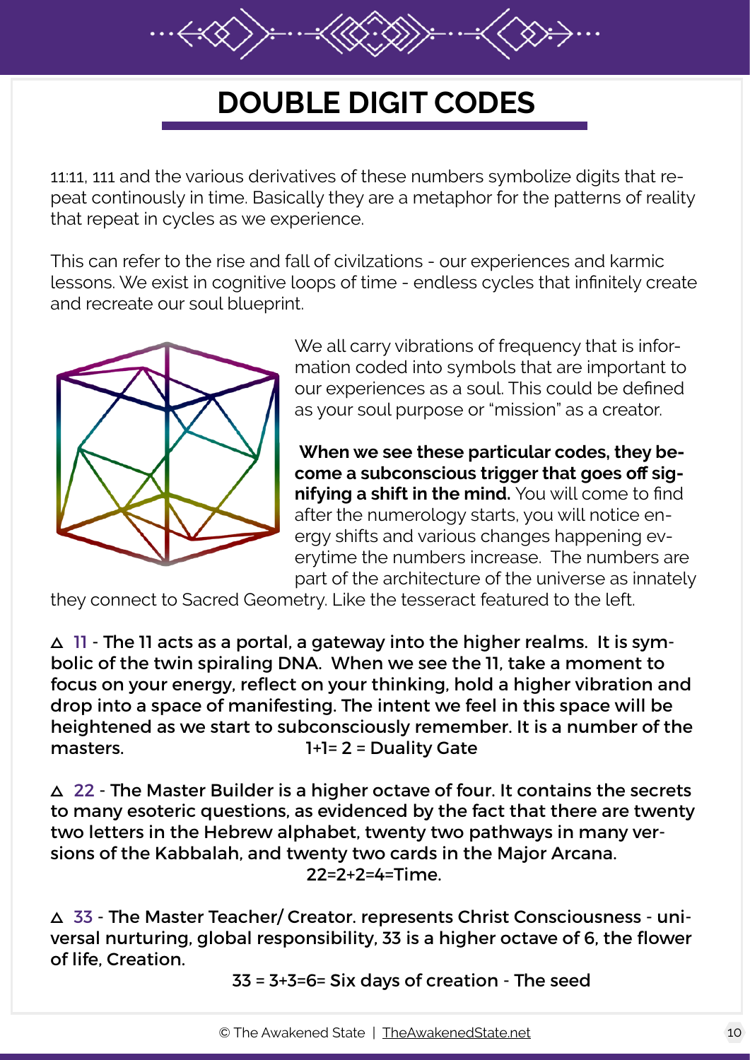# DOUBLE DIGIT CODES

11:11, 111 and the various derivatives of these numbers symbolize digits that repeat continously in time. Basically they are a metaphor for the patterns of reality that repeat in cycles as we experience.

This can refer to the rise and fall of civilzations - our experiences and karmic lessons. We exist in cognitive loops of time - endless cycles that infinitely create and recreate our soul blueprint.

We all carry vibrations of frequency that is information coded into symbols that are important to our experiences as a soul. This could be defined as your soul purpose or "mission" as a creator.

**When we see these particular codes, they become a subconscious trigger that goes off signifying a shift in the mind.** You will come to find after the numerology starts, you will notice energy shifts and various changes happening everytime the numbers increase. The numbers are part of the architecture of the universe as innately they connect to Sacred Geometry. Like the tesseract featured to the left.

△ 11 - **The 11 acts as a portal, a gateway into the higher realms. It is symbolic of the twin spiraling DNA. When we see the 11, take a moment to focus on your energy, reflect on your thinking, hold a higher vibration and drop into a space of manifesting. The intent we feel in this space will be heightened as we start to subconsciously remember. It is a number of the masters. 1+1= 2 = Duality Gate**

△ 22 - **The Master Builder is a higher octave of four. It contains the secrets to many esoteric questions, as evidenced by the fact that there are twenty two letters in the Hebrew alphabet, twenty two pathways in many versions of the Kabbalah, and twenty two cards in the Major Arcana.**

**22=2+2=4=Time.**

△ 33 - **The Master Teacher/ Creator. represents Christ Consciousness - universal nurturing, global responsibility, 33 is a higher octave of 6, the flower of life, Creation.**

**33 = 3+3=6= Six days of creation - The seed**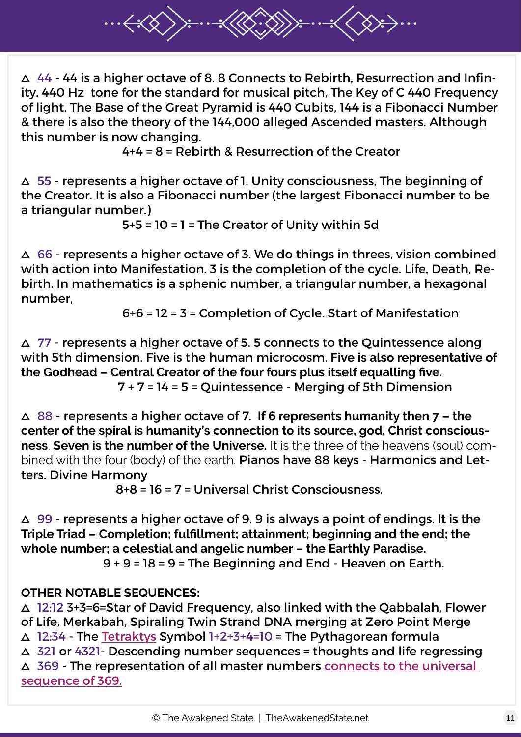△ 44 - 44 is a higher octave of 8. 8 Connects to Rebirth, Resurrection and Infinity. 440 Hz tone for the standard for musical pitch, The Key of C 440 Frequency of light. The Base of the Great Pyramid is 440 Cubits, 144 is a Fibonacci Number & there is also the theory of the 144,000 alleged Ascended masters. Although this number is now changing.

4+4 = 8 = Rebirth & Resurrection of the Creator

△ 55 - represents a higher octave of 1. Unity consciousness, The beginning of the Creator. It is also a Fibonacci number (the largest Fibonacci number to be a triangular number.)

5+5 = 10 = 1 = The Creator of Unity within 5d

△ 66 - represents a higher octave of 3. We do things in threes, vision combined with action into Manifestation. 3 is the completion of the cycle. Life, Death, Rebirth. In mathematics is a sphenic number, a triangular number, a hexagonal number,

6+6 = 12 = 3 = Completion of Cycle. Start of Manifestation

△ 77 - represents a higher octave of 5. 5 connects to the Quintessence along with 5th dimension. Five is the human microcosm. **Five is also representative of the Godhead – Central Creator of the four fours plus itself equalling five.**

7 + 7 = 14 = 5 = Quintessence - Merging of 5th Dimension

△ 88 - represents a higher octave of 7. **If 6 represents humanity then 7 – the center of the spiral is humanity's connection to its source, god, Christ consciousness**. **Seven is the number of the Universe.** It is the three of the heavens (soul) combined with the four (body) of the earth. Pianos have 88 keys - Harmonics and Letters. Divine Harmony

8+8 = 16 = 7 = Universal Christ Consciousness.

△ 99 - represents a higher octave of 9. 9 is always a point of endings. **It is the Triple Triad – Completion; fulfillment; attainment; beginning and the end; the whole number; a celestial and angelic number – the Earthly Paradise.**

9 + 9 = 18 = 9 = The Beginning and End - Heaven on Earth.

**OTHER NOTABLE SEQUENCES:**

△ 12:12 3+3=6=Star of David Frequency, also linked with the Qabbalah, Flower of Life, Merkabah, Spiraling Twin Strand DNA merging at Zero Point Merge
△ 12:34 - The Tetraktys Symbol 1+2+3+4=10 = The Pythagorean formula
△ 321 or 4321- Descending number sequences = thoughts and life regressing
△ 369 - The representation of all master numbers connects to the universal sequence of 369.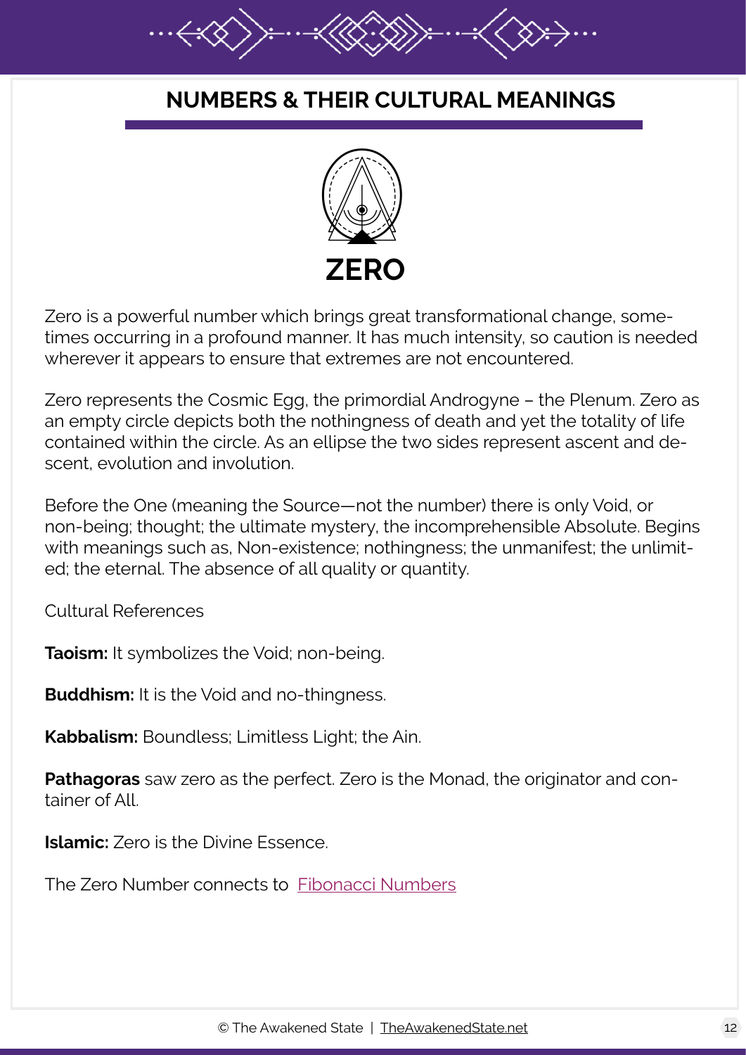# NUMBERS & THEIR CULTURAL MEANINGS

## ZERO

Zero is a powerful number which brings great transformational change, sometimes occurring in a profound manner. It has much intensity, so caution is needed wherever it appears to ensure that extremes are not encountered.

Zero represents the Cosmic Egg, the primordial Androgyne – the Plenum. Zero as an empty circle depicts both the nothingness of death and yet the totality of life contained within the circle. As an ellipse the two sides represent ascent and descent, evolution and involution.

Before the One (meaning the Source—not the number) there is only Void, or non-being; thought; the ultimate mystery, the incomprehensible Absolute. Begins with meanings such as, Non-existence; nothingness; the unmanifest; the unlimited; the eternal. The absence of all quality or quantity.

Cultural References

**Taoism:** It symbolizes the Void; non-being.

**Buddhism:** It is the Void and no-thingness.

**Kabbalism:** Boundless; Limitless Light; the Ain.

**Pathagoras** saw zero as the perfect. Zero is the Monad, the originator and container of All.

**Islamic:** Zero is the Divine Essence.

The Zero Number connects to [Fibonacci Numbers]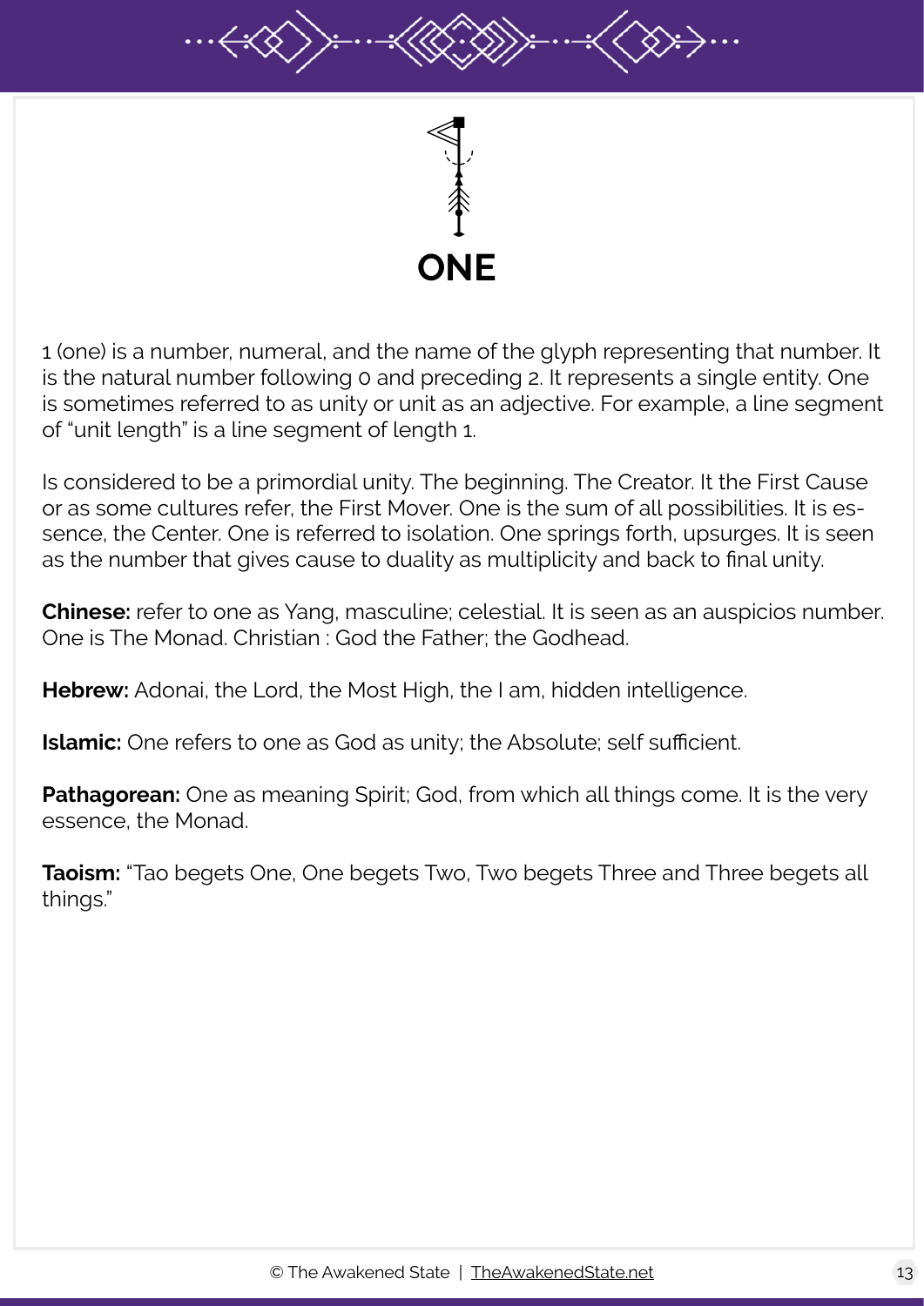# ONE

1 (one) is a number, numeral, and the name of the glyph representing that number. It is the natural number following 0 and preceding 2. It represents a single entity. One is sometimes referred to as unity or unit as an adjective. For example, a line segment of "unit length" is a line segment of length 1.

Is considered to be a primordial unity. The beginning. The Creator. It the First Cause or as some cultures refer, the First Mover. One is the sum of all possibilities. It is essence, the Center. One is referred to isolation. One springs forth, upsurges. It is seen as the number that gives cause to duality as multiplicity and back to final unity.

**Chinese:** refer to one as Yang, masculine; celestial. It is seen as an auspicios number. One is The Monad. Christian : God the Father; the Godhead.

**Hebrew:** Adonai, the Lord, the Most High, the I am, hidden intelligence.

**Islamic:** One refers to one as God as unity; the Absolute; self sufficient.

**Pathagorean:** One as meaning Spirit; God, from which all things come. It is the very essence, the Monad.

**Taoism:** "Tao begets One, One begets Two, Two begets Three and Three begets all things."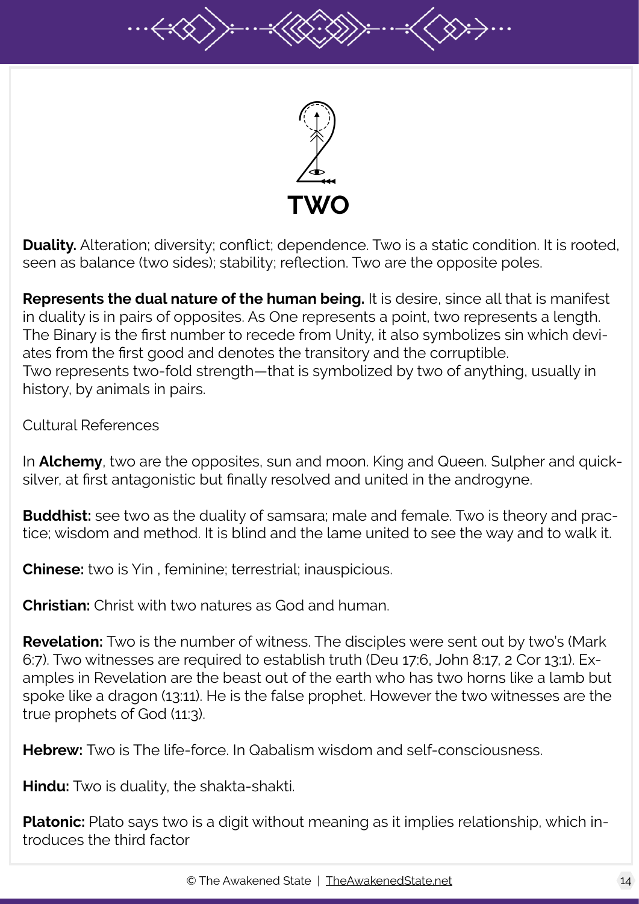# TWO

**Duality.** Alteration; diversity; conflict; dependence. Two is a static condition. It is rooted, seen as balance (two sides); stability; reflection. Two are the opposite poles.

**Represents the dual nature of the human being.** It is desire, since all that is manifest in duality is in pairs of opposites. As One represents a point, two represents a length. The Binary is the first number to recede from Unity, it also symbolizes sin which deviates from the first good and denotes the transitory and the corruptible.
Two represents two-fold strength—that is symbolized by two of anything, usually in history, by animals in pairs.

Cultural References

In **Alchemy**, two are the opposites, sun and moon. King and Queen. Sulpher and quicksilver, at first antagonistic but finally resolved and united in the androgyne.

**Buddhist:** see two as the duality of samsara; male and female. Two is theory and practice; wisdom and method. It is blind and the lame united to see the way and to walk it.

**Chinese:** two is Yin , feminine; terrestrial; inauspicious.

**Christian:** Christ with two natures as God and human.

**Revelation:** Two is the number of witness. The disciples were sent out by two's (Mark 6:7). Two witnesses are required to establish truth (Deu 17:6, John 8:17, 2 Cor 13:1). Examples in Revelation are the beast out of the earth who has two horns like a lamb but spoke like a dragon (13:11). He is the false prophet. However the two witnesses are the true prophets of God (11:3).

**Hebrew:** Two is The life-force. In Qabalism wisdom and self-consciousness.

**Hindu:** Two is duality, the shakta-shakti.

**Platonic:** Plato says two is a digit without meaning as it implies relationship, which introduces the third factor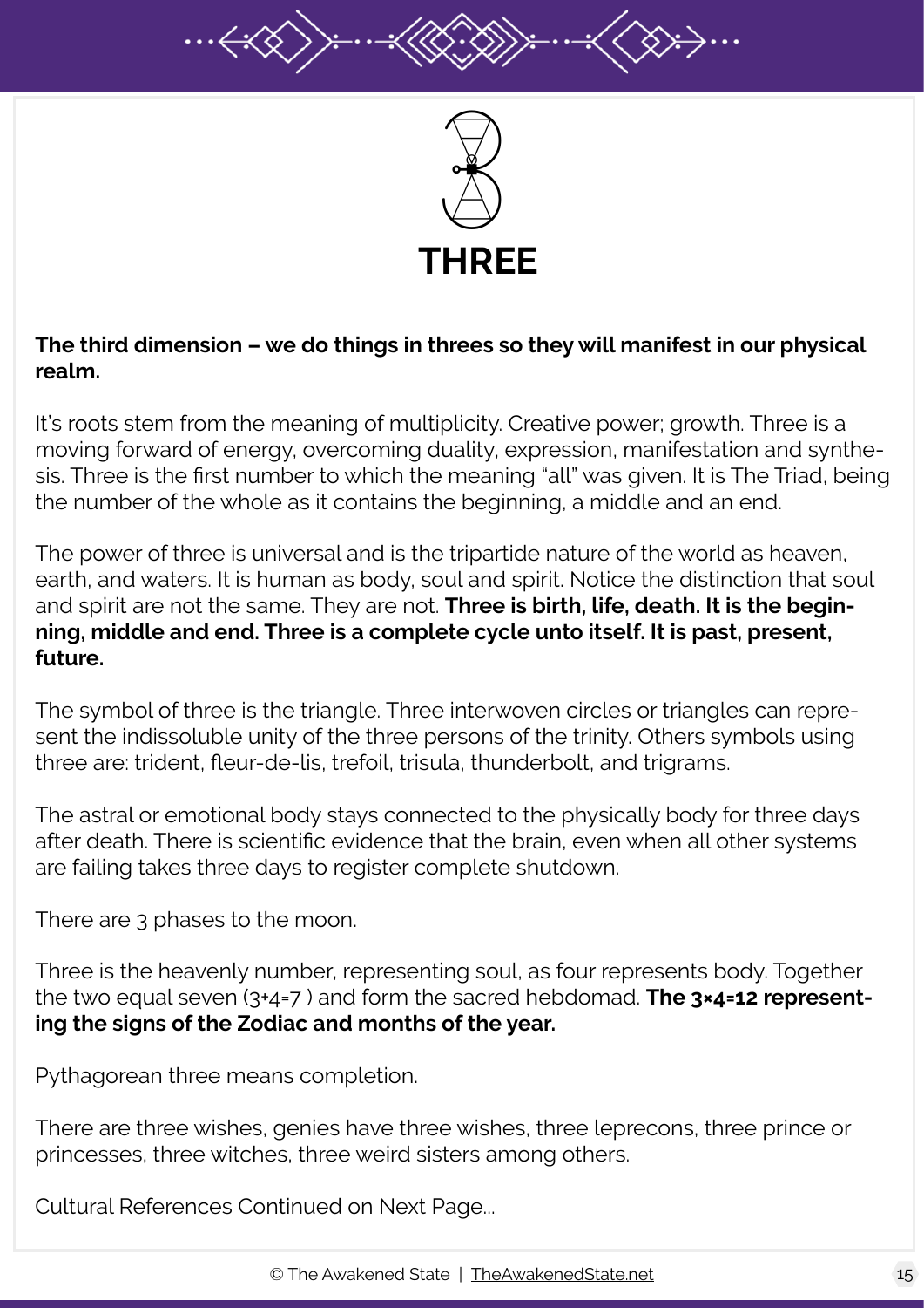# THREE

**The third dimension – we do things in threes so they will manifest in our physical realm.**

It's roots stem from the meaning of multiplicity. Creative power; growth. Three is a moving forward of energy, overcoming duality, expression, manifestation and synthesis. Three is the first number to which the meaning "all" was given. It is The Triad, being the number of the whole as it contains the beginning, a middle and an end.

The power of three is universal and is the tripartide nature of the world as heaven, earth, and waters. It is human as body, soul and spirit. Notice the distinction that soul and spirit are not the same. They are not. **Three is birth, life, death. It is the beginning, middle and end. Three is a complete cycle unto itself. It is past, present, future.**

The symbol of three is the triangle. Three interwoven circles or triangles can represent the indissoluble unity of the three persons of the trinity. Others symbols using three are: trident, fleur-de-lis, trefoil, trisula, thunderbolt, and trigrams.

The astral or emotional body stays connected to the physically body for three days after death. There is scientific evidence that the brain, even when all other systems are failing takes three days to register complete shutdown.

There are 3 phases to the moon.

Three is the heavenly number, representing soul, as four represents body. Together the two equal seven (3+4=7 ) and form the sacred hebdomad. **The 3×4=12 representing the signs of the Zodiac and months of the year.**

Pythagorean three means completion.

There are three wishes, genies have three wishes, three leprecons, three prince or princesses, three witches, three weird sisters among others.

Cultural References Continued on Next Page...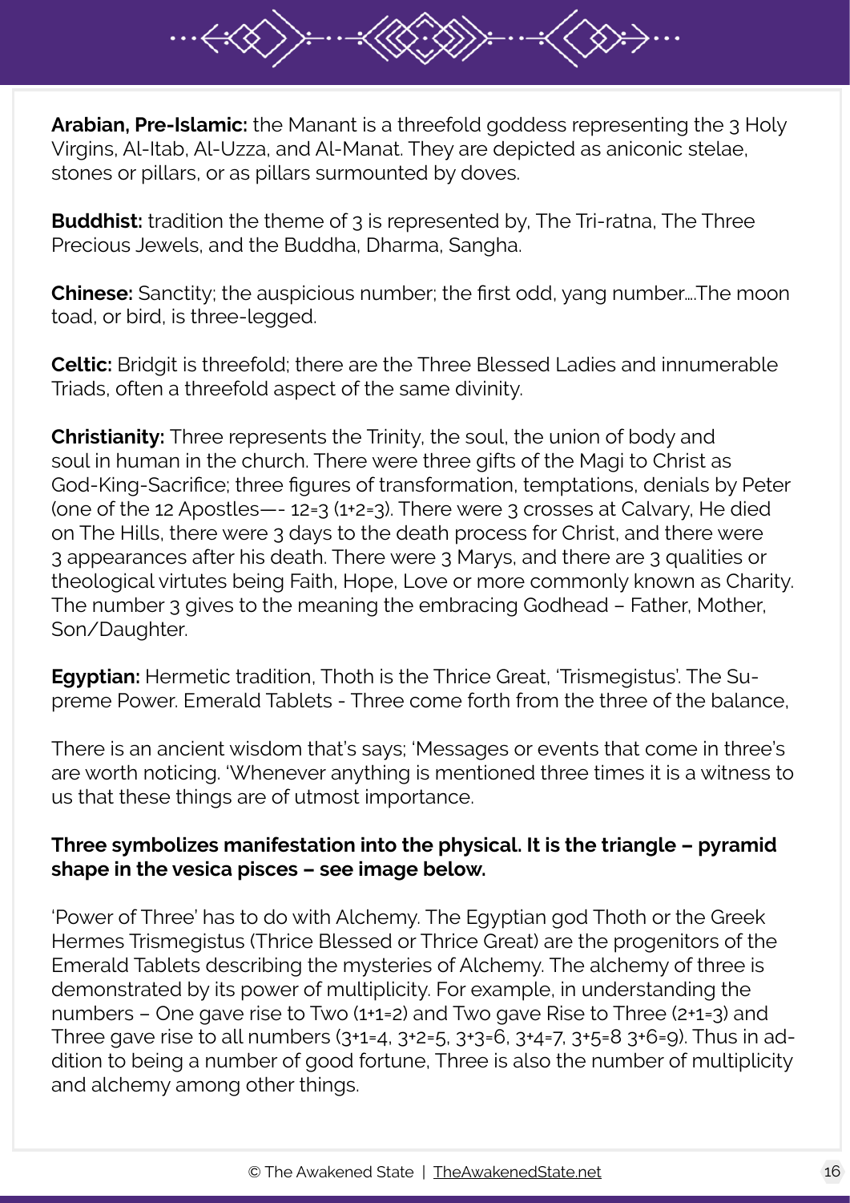**Arabian, Pre-Islamic:** the Manant is a threefold goddess representing the 3 Holy Virgins, Al-Itab, Al-Uzza, and Al-Manat. They are depicted as aniconic stelae, stones or pillars, or as pillars surmounted by doves.

**Buddhist:** tradition the theme of 3 is represented by, The Tri-ratna, The Three Precious Jewels, and the Buddha, Dharma, Sangha.

**Chinese:** Sanctity; the auspicious number; the first odd, yang number….The moon toad, or bird, is three-legged.

**Celtic:** Bridgit is threefold; there are the Three Blessed Ladies and innumerable Triads, often a threefold aspect of the same divinity.

**Christianity:** Three represents the Trinity, the soul, the union of body and soul in human in the church. There were three gifts of the Magi to Christ as God-King-Sacrifice; three figures of transformation, temptations, denials by Peter (one of the 12 Apostles—- 12=3 (1+2=3). There were 3 crosses at Calvary, He died on The Hills, there were 3 days to the death process for Christ, and there were 3 appearances after his death. There were 3 Marys, and there are 3 qualities or theological virtutes being Faith, Hope, Love or more commonly known as Charity. The number 3 gives to the meaning the embracing Godhead – Father, Mother, Son/Daughter.

**Egyptian:** Hermetic tradition, Thoth is the Thrice Great, 'Trismegistus'. The Supreme Power. Emerald Tablets - Three come forth from the three of the balance,

There is an ancient wisdom that's says; 'Messages or events that come in three's are worth noticing. 'Whenever anything is mentioned three times it is a witness to us that these things are of utmost importance.

**Three symbolizes manifestation into the physical. It is the triangle – pyramid shape in the vesica pisces – see image below.**

'Power of Three' has to do with Alchemy. The Egyptian god Thoth or the Greek Hermes Trismegistus (Thrice Blessed or Thrice Great) are the progenitors of the Emerald Tablets describing the mysteries of Alchemy. The alchemy of three is demonstrated by its power of multiplicity. For example, in understanding the numbers – One gave rise to Two (1+1=2) and Two gave Rise to Three (2+1=3) and Three gave rise to all numbers (3+1=4, 3+2=5, 3+3=6, 3+4=7, 3+5=8 3+6=9). Thus in addition to being a number of good fortune, Three is also the number of multiplicity and alchemy among other things.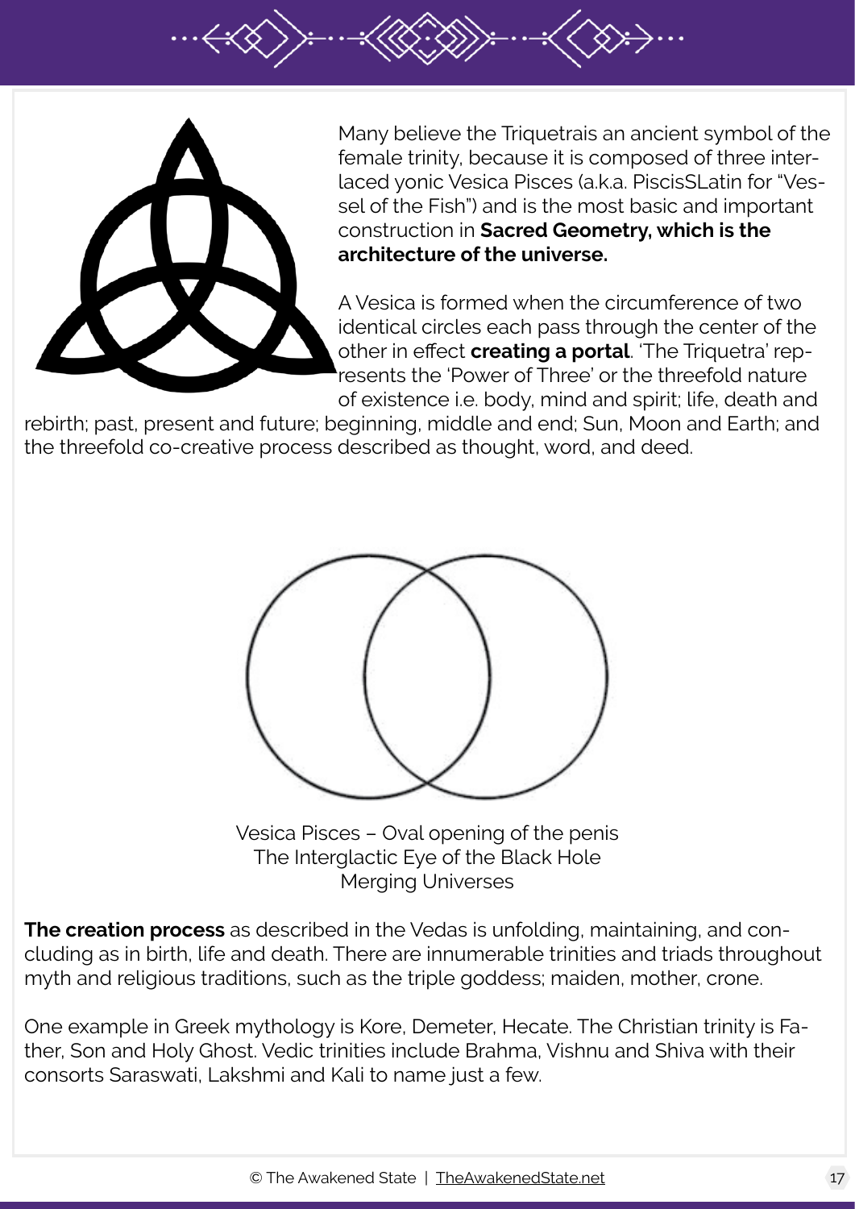Many believe the Triquetrais an ancient symbol of the female trinity, because it is composed of three interlaced yonic Vesica Pisces (a.k.a. PiscisSLatin for "Vessel of the Fish") and is the most basic and important construction in **Sacred Geometry, which is the architecture of the universe.**

A Vesica is formed when the circumference of two identical circles each pass through the center of the other in effect **creating a portal**. 'The Triquetra' represents the 'Power of Three' or the threefold nature of existence i.e. body, mind and spirit; life, death and rebirth; past, present and future; beginning, middle and end; Sun, Moon and Earth; and the threefold co-creative process described as thought, word, and deed.

Vesica Pisces – Oval opening of the penis
The Interglactic Eye of the Black Hole
Merging Universes

**The creation process** as described in the Vedas is unfolding, maintaining, and concluding as in birth, life and death. There are innumerable trinities and triads throughout myth and religious traditions, such as the triple goddess; maiden, mother, crone.

One example in Greek mythology is Kore, Demeter, Hecate. The Christian trinity is Father, Son and Holy Ghost. Vedic trinities include Brahma, Vishnu and Shiva with their consorts Saraswati, Lakshmi and Kali to name just a few.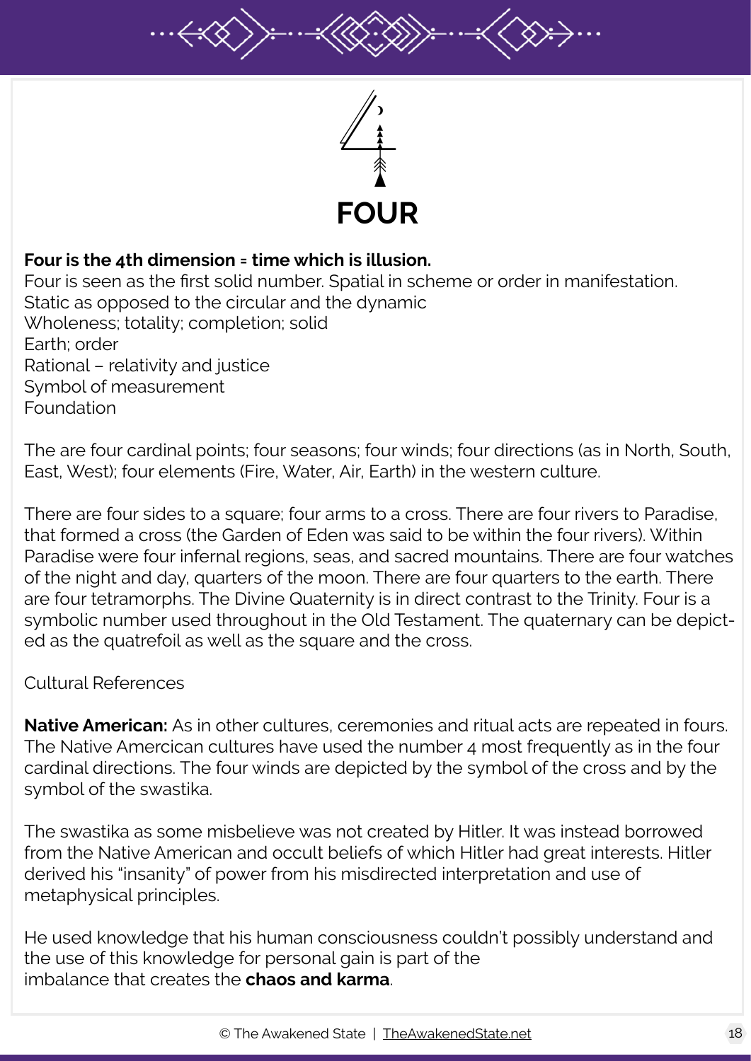# FOUR

**Four is the 4th dimension = time which is illusion.**
Four is seen as the first solid number. Spatial in scheme or order in manifestation.
Static as opposed to the circular and the dynamic
Wholeness; totality; completion; solid
Earth; order
Rational – relativity and justice
Symbol of measurement
Foundation

The are four cardinal points; four seasons; four winds; four directions (as in North, South, East, West); four elements (Fire, Water, Air, Earth) in the western culture.

There are four sides to a square; four arms to a cross. There are four rivers to Paradise, that formed a cross (the Garden of Eden was said to be within the four rivers). Within Paradise were four infernal regions, seas, and sacred mountains. There are four watches of the night and day, quarters of the moon. There are four quarters to the earth. There are four tetramorphs. The Divine Quaternity is in direct contrast to the Trinity. Four is a symbolic number used throughout in the Old Testament. The quaternary can be depicted as the quatrefoil as well as the square and the cross.

Cultural References

**Native American:** As in other cultures, ceremonies and ritual acts are repeated in fours. The Native Amercican cultures have used the number 4 most frequently as in the four cardinal directions. The four winds are depicted by the symbol of the cross and by the symbol of the swastika.

The swastika as some misbelieve was not created by Hitler. It was instead borrowed from the Native American and occult beliefs of which Hitler had great interests. Hitler derived his "insanity" of power from his misdirected interpretation and use of metaphysical principles.

He used knowledge that his human consciousness couldn't possibly understand and the use of this knowledge for personal gain is part of the imbalance that creates the **chaos and karma**.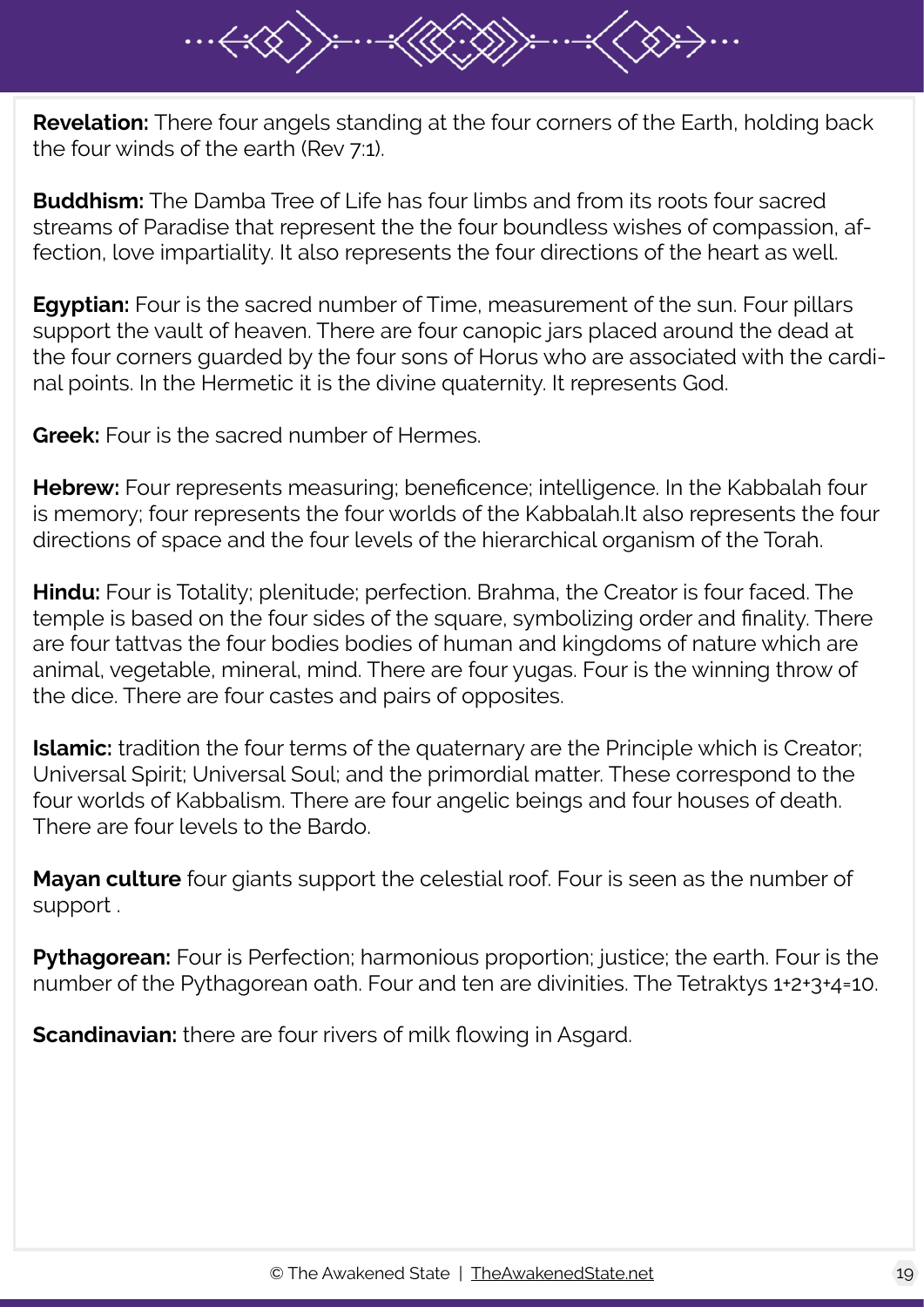**Revelation:** There four angels standing at the four corners of the Earth, holding back the four winds of the earth (Rev 7:1).

**Buddhism:** The Damba Tree of Life has four limbs and from its roots four sacred streams of Paradise that represent the the four boundless wishes of compassion, affection, love impartiality. It also represents the four directions of the heart as well.

**Egyptian:** Four is the sacred number of Time, measurement of the sun. Four pillars support the vault of heaven. There are four canopic jars placed around the dead at the four corners guarded by the four sons of Horus who are associated with the cardinal points. In the Hermetic it is the divine quaternity. It represents God.

**Greek:** Four is the sacred number of Hermes.

**Hebrew:** Four represents measuring; beneficence; intelligence. In the Kabbalah four is memory; four represents the four worlds of the Kabbalah.It also represents the four directions of space and the four levels of the hierarchical organism of the Torah.

**Hindu:** Four is Totality; plenitude; perfection. Brahma, the Creator is four faced. The temple is based on the four sides of the square, symbolizing order and finality. There are four tattvas the four bodies bodies of human and kingdoms of nature which are animal, vegetable, mineral, mind. There are four yugas. Four is the winning throw of the dice. There are four castes and pairs of opposites.

**Islamic:** tradition the four terms of the quaternary are the Principle which is Creator; Universal Spirit; Universal Soul; and the primordial matter. These correspond to the four worlds of Kabbalism. There are four angelic beings and four houses of death. There are four levels to the Bardo.

**Mayan culture** four giants support the celestial roof. Four is seen as the number of support .

**Pythagorean:** Four is Perfection; harmonious proportion; justice; the earth. Four is the number of the Pythagorean oath. Four and ten are divinities. The Tetraktys 1+2+3+4=10.

**Scandinavian:** there are four rivers of milk flowing in Asgard.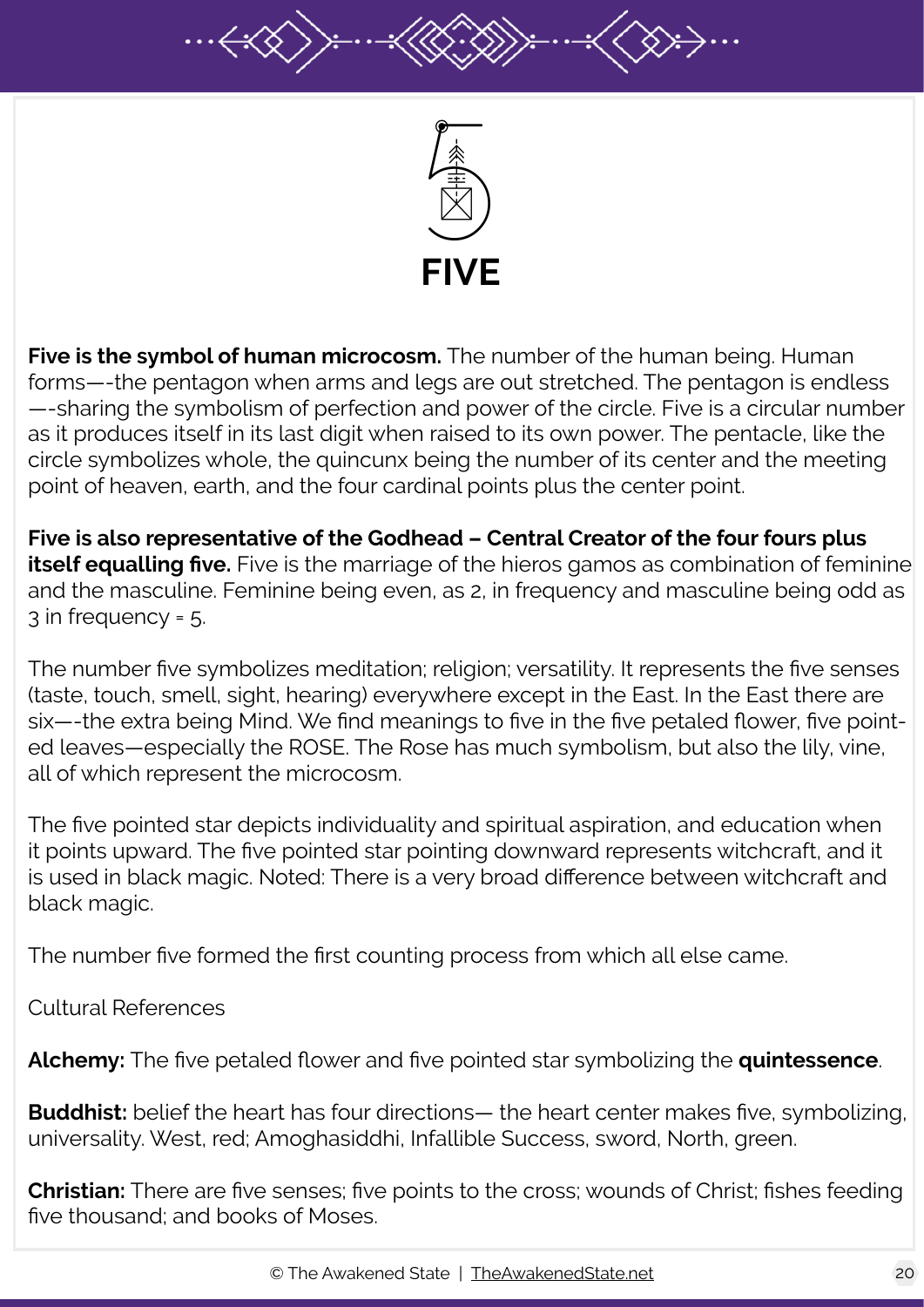# FIVE

**Five is the symbol of human microcosm.** The number of the human being. Human forms—-the pentagon when arms and legs are out stretched. The pentagon is endless —-sharing the symbolism of perfection and power of the circle. Five is a circular number as it produces itself in its last digit when raised to its own power. The pentacle, like the circle symbolizes whole, the quincunx being the number of its center and the meeting point of heaven, earth, and the four cardinal points plus the center point.

**Five is also representative of the Godhead – Central Creator of the four fours plus itself equalling five.** Five is the marriage of the hieros gamos as combination of feminine and the masculine. Feminine being even, as 2, in frequency and masculine being odd as 3 in frequency = 5.

The number five symbolizes meditation; religion; versatility. It represents the five senses (taste, touch, smell, sight, hearing) everywhere except in the East. In the East there are six—-the extra being Mind. We find meanings to five in the five petaled flower, five pointed leaves—especially the ROSE. The Rose has much symbolism, but also the lily, vine, all of which represent the microcosm.

The five pointed star depicts individuality and spiritual aspiration, and education when it points upward. The five pointed star pointing downward represents witchcraft, and it is used in black magic. Noted: There is a very broad difference between witchcraft and black magic.

The number five formed the first counting process from which all else came.

Cultural References

**Alchemy:** The five petaled flower and five pointed star symbolizing the **quintessence**.

**Buddhist:** belief the heart has four directions— the heart center makes five, symbolizing, universality. West, red; Amoghasiddhi, Infallible Success, sword, North, green.

**Christian:** There are five senses; five points to the cross; wounds of Christ; fishes feeding five thousand; and books of Moses.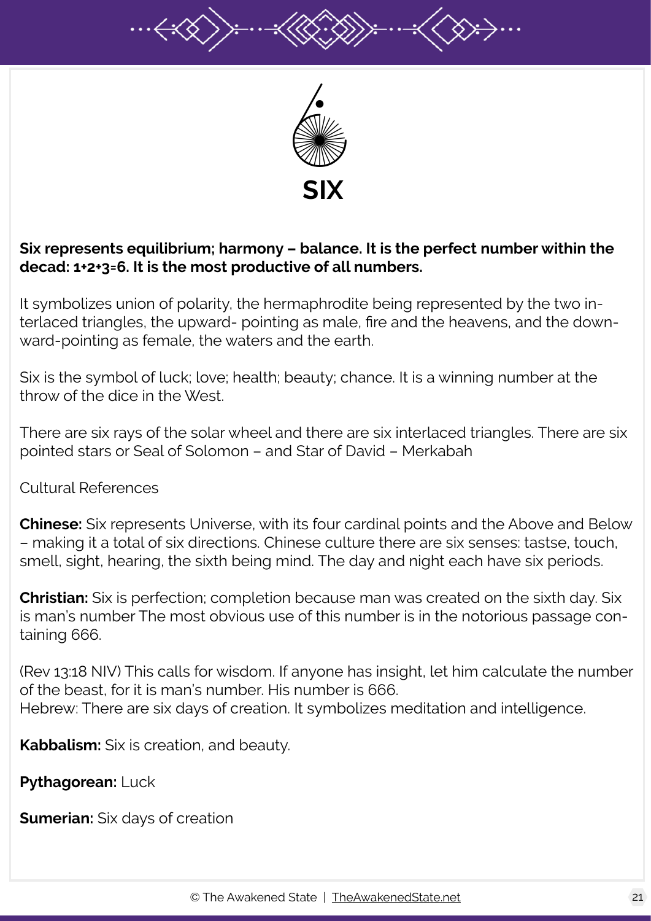# SIX

**Six represents equilibrium; harmony – balance. It is the perfect number within the decad: 1+2+3=6. It is the most productive of all numbers.**

It symbolizes union of polarity, the hermaphrodite being represented by the two interlaced triangles, the upward- pointing as male, fire and the heavens, and the downward-pointing as female, the waters and the earth.

Six is the symbol of luck; love; health; beauty; chance. It is a winning number at the throw of the dice in the West.

There are six rays of the solar wheel and there are six interlaced triangles. There are six pointed stars or Seal of Solomon – and Star of David – Merkabah

Cultural References

**Chinese:** Six represents Universe, with its four cardinal points and the Above and Below – making it a total of six directions. Chinese culture there are six senses: tastse, touch, smell, sight, hearing, the sixth being mind. The day and night each have six periods.

**Christian:** Six is perfection; completion because man was created on the sixth day. Six is man's number The most obvious use of this number is in the notorious passage containing 666.

(Rev 13:18 NIV) This calls for wisdom. If anyone has insight, let him calculate the number of the beast, for it is man's number. His number is 666.
Hebrew: There are six days of creation. It symbolizes meditation and intelligence.

**Kabbalism:** Six is creation, and beauty.

**Pythagorean:** Luck

**Sumerian:** Six days of creation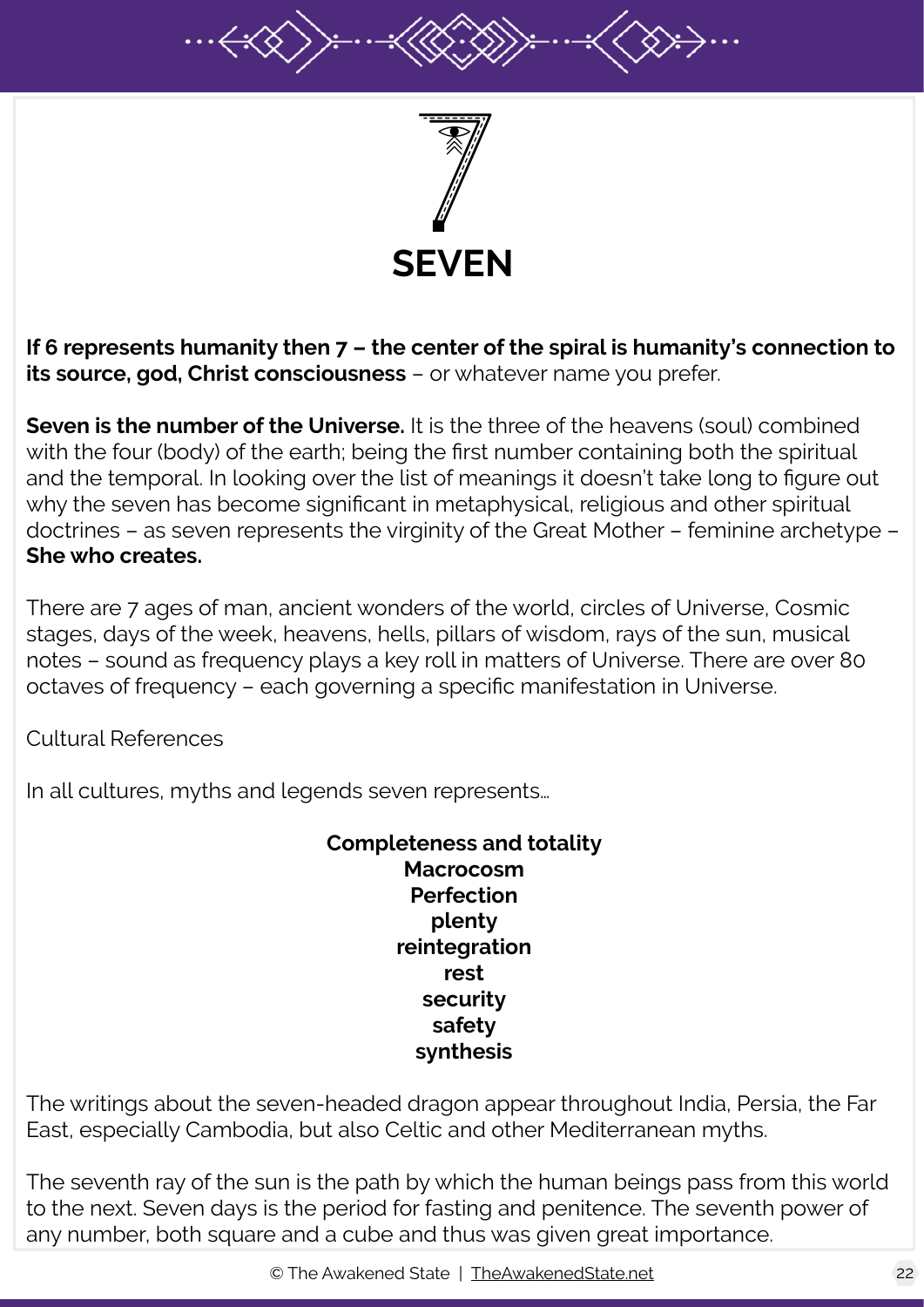# SEVEN

**If 6 represents humanity then 7 – the center of the spiral is humanity's connection to its source, god, Christ consciousness** – or whatever name you prefer.

**Seven is the number of the Universe.** It is the three of the heavens (soul) combined with the four (body) of the earth; being the first number containing both the spiritual and the temporal. In looking over the list of meanings it doesn't take long to figure out why the seven has become significant in metaphysical, religious and other spiritual doctrines – as seven represents the virginity of the Great Mother – feminine archetype – **She who creates.**

There are 7 ages of man, ancient wonders of the world, circles of Universe, Cosmic stages, days of the week, heavens, hells, pillars of wisdom, rays of the sun, musical notes – sound as frequency plays a key roll in matters of Universe. There are over 80 octaves of frequency – each governing a specific manifestation in Universe.

Cultural References

In all cultures, myths and legends seven represents…

**Completeness and totality**
**Macrocosm**
**Perfection**
**plenty**
**reintegration**
**rest**
**security**
**safety**
**synthesis**

The writings about the seven-headed dragon appear throughout India, Persia, the Far East, especially Cambodia, but also Celtic and other Mediterranean myths.

The seventh ray of the sun is the path by which the human beings pass from this world to the next. Seven days is the period for fasting and penitence. The seventh power of any number, both square and a cube and thus was given great importance.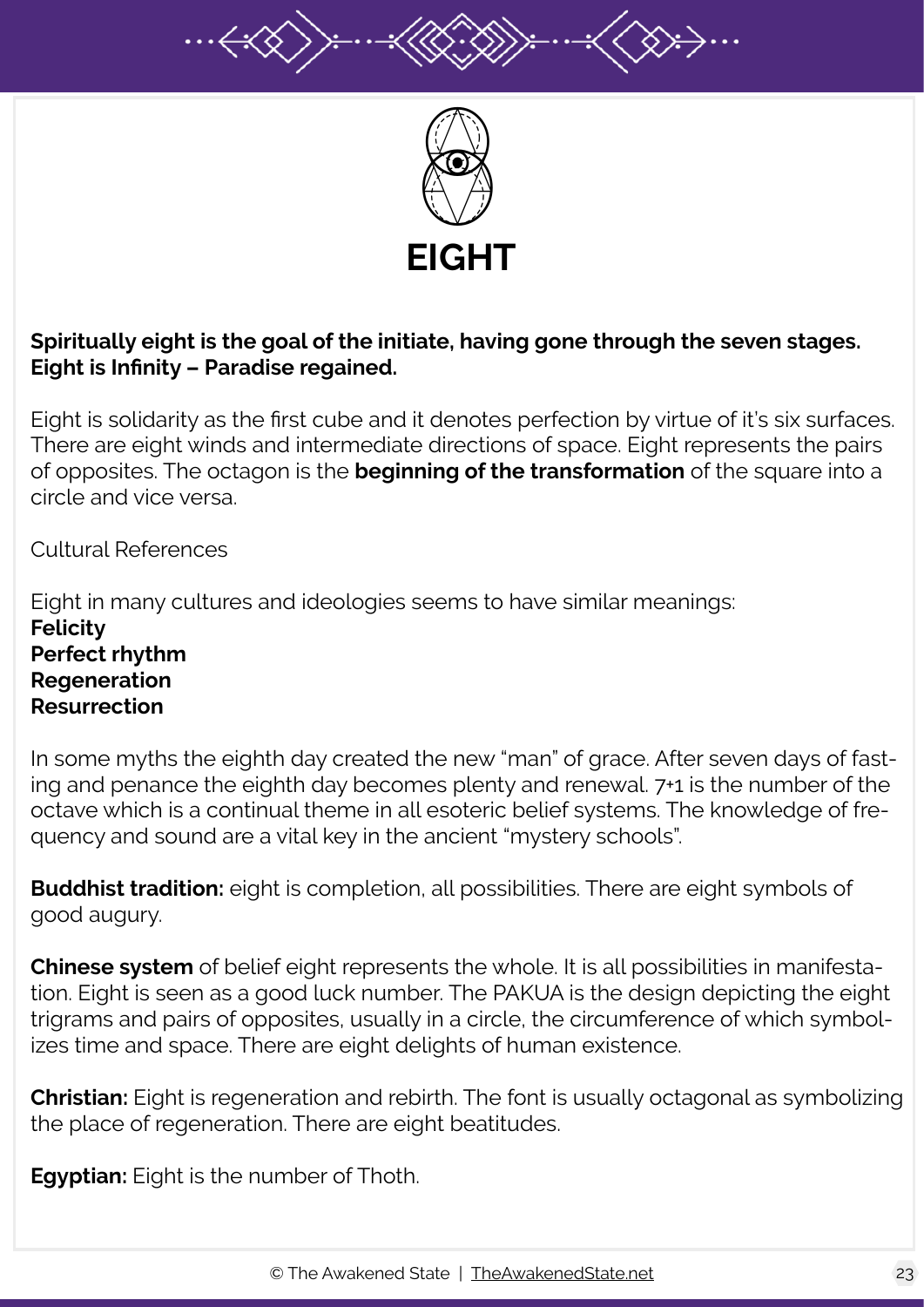# EIGHT

**Spiritually eight is the goal of the initiate, having gone through the seven stages. Eight is Infinity – Paradise regained.**

Eight is solidarity as the first cube and it denotes perfection by virtue of it's six surfaces. There are eight winds and intermediate directions of space. Eight represents the pairs of opposites. The octagon is the **beginning of the transformation** of the square into a circle and vice versa.

Cultural References

Eight in many cultures and ideologies seems to have similar meanings:
**Felicity**
**Perfect rhythm**
**Regeneration**
**Resurrection**

In some myths the eighth day created the new "man" of grace. After seven days of fasting and penance the eighth day becomes plenty and renewal. 7+1 is the number of the octave which is a continual theme in all esoteric belief systems. The knowledge of frequency and sound are a vital key in the ancient "mystery schools".

**Buddhist tradition:** eight is completion, all possibilities. There are eight symbols of good augury.

**Chinese system** of belief eight represents the whole. It is all possibilities in manifestation. Eight is seen as a good luck number. The PAKUA is the design depicting the eight trigrams and pairs of opposites, usually in a circle, the circumference of which symbolizes time and space. There are eight delights of human existence.

**Christian:** Eight is regeneration and rebirth. The font is usually octagonal as symbolizing the place of regeneration. There are eight beatitudes.

**Egyptian:** Eight is the number of Thoth.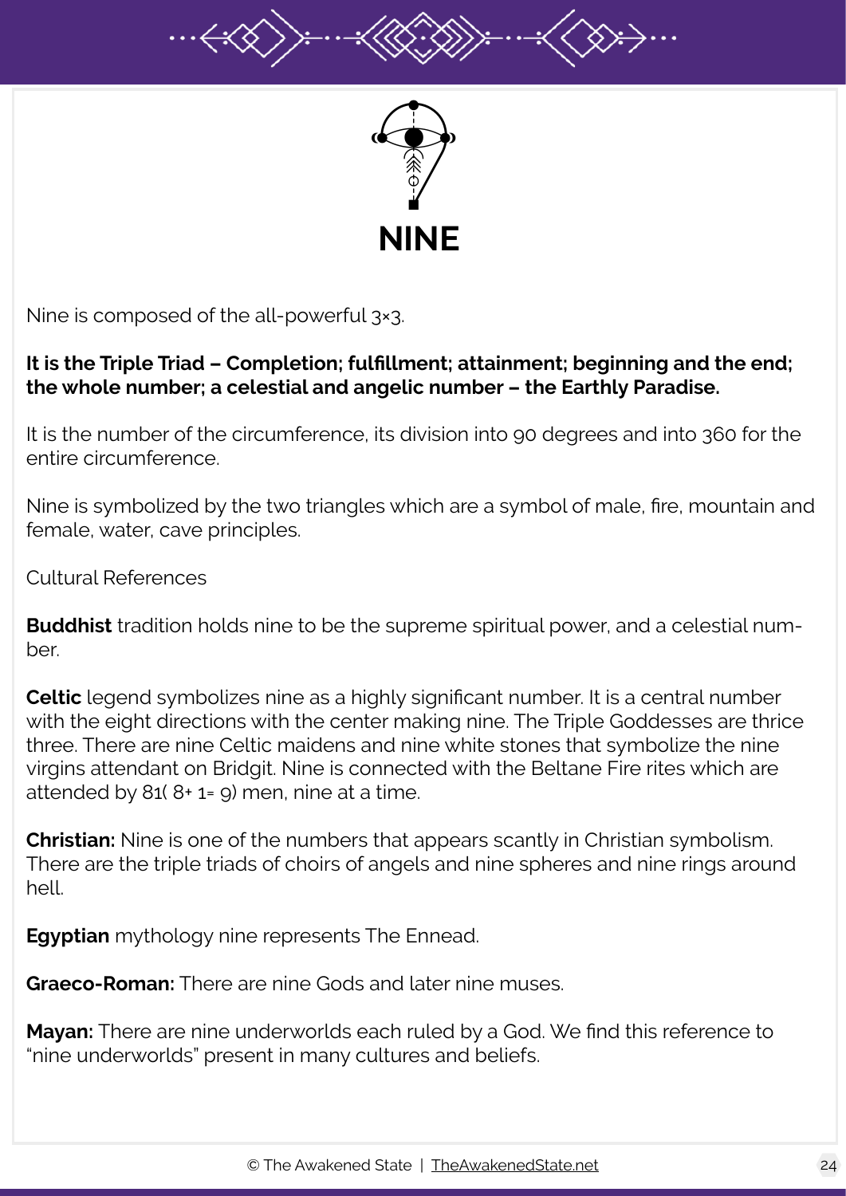# NINE

Nine is composed of the all-powerful 3×3.

**It is the Triple Triad – Completion; fulfillment; attainment; beginning and the end; the whole number; a celestial and angelic number – the Earthly Paradise.**

It is the number of the circumference, its division into 90 degrees and into 360 for the entire circumference.

Nine is symbolized by the two triangles which are a symbol of male, fire, mountain and female, water, cave principles.

Cultural References

**Buddhist** tradition holds nine to be the supreme spiritual power, and a celestial number.

**Celtic** legend symbolizes nine as a highly significant number. It is a central number with the eight directions with the center making nine. The Triple Goddesses are thrice three. There are nine Celtic maidens and nine white stones that symbolize the nine virgins attendant on Bridgit. Nine is connected with the Beltane Fire rites which are attended by 81( 8+ 1= 9) men, nine at a time.

**Christian:** Nine is one of the numbers that appears scantly in Christian symbolism. There are the triple triads of choirs of angels and nine spheres and nine rings around hell.

**Egyptian** mythology nine represents The Ennead.

**Graeco-Roman:** There are nine Gods and later nine muses.

**Mayan:** There are nine underworlds each ruled by a God. We find this reference to "nine underworlds" present in many cultures and beliefs.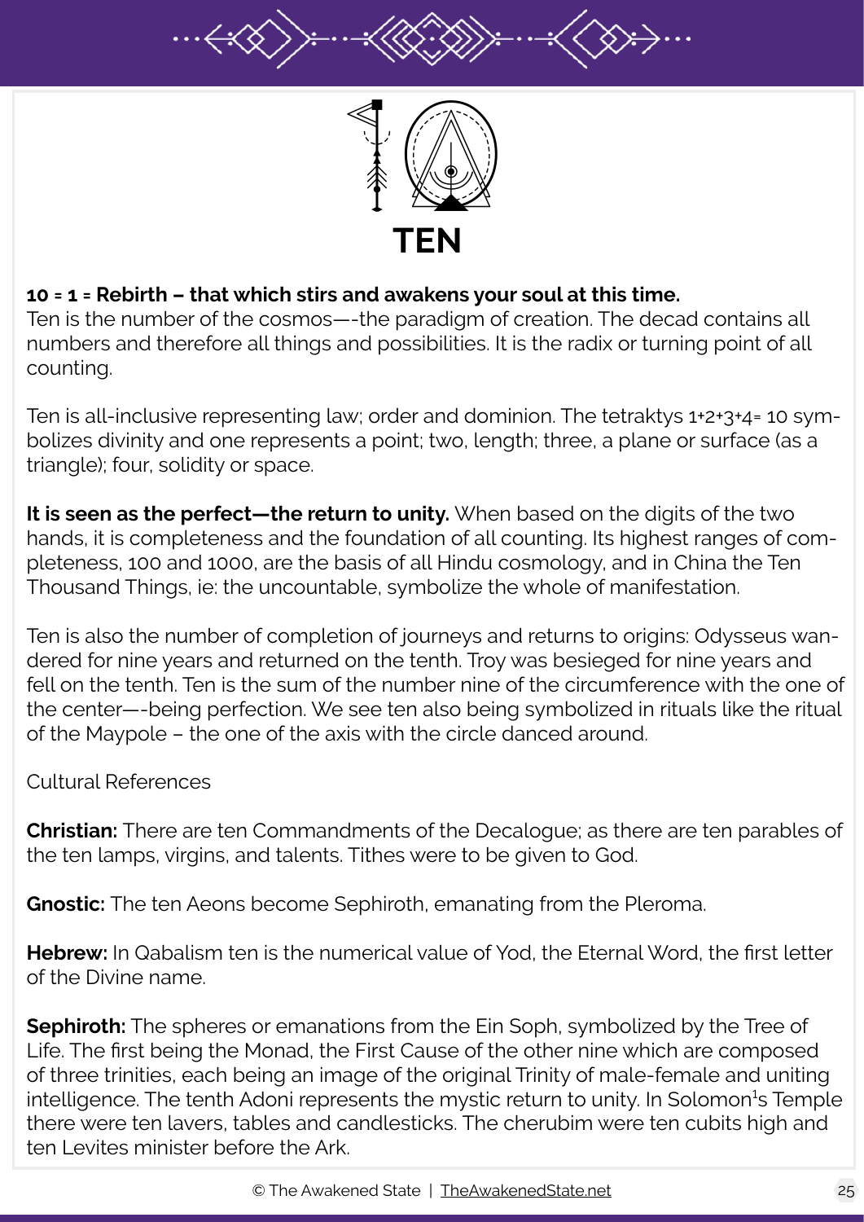# TEN

**10 = 1 = Rebirth – that which stirs and awakens your soul at this time.**
Ten is the number of the cosmos—-the paradigm of creation. The decad contains all numbers and therefore all things and possibilities. It is the radix or turning point of all counting.

Ten is all-inclusive representing law; order and dominion. The tetraktys 1+2+3+4= 10 symbolizes divinity and one represents a point; two, length; three, a plane or surface (as a triangle); four, solidity or space.

**It is seen as the perfect—the return to unity.** When based on the digits of the two hands, it is completeness and the foundation of all counting. Its highest ranges of completeness, 100 and 1000, are the basis of all Hindu cosmology, and in China the Ten Thousand Things, ie: the uncountable, symbolize the whole of manifestation.

Ten is also the number of completion of journeys and returns to origins: Odysseus wandered for nine years and returned on the tenth. Troy was besieged for nine years and fell on the tenth. Ten is the sum of the number nine of the circumference with the one of the center—-being perfection. We see ten also being symbolized in rituals like the ritual of the Maypole – the one of the axis with the circle danced around.

Cultural References

**Christian:** There are ten Commandments of the Decalogue; as there are ten parables of the ten lamps, virgins, and talents. Tithes were to be given to God.

**Gnostic:** The ten Aeons become Sephiroth, emanating from the Pleroma.

**Hebrew:** In Qabalism ten is the numerical value of Yod, the Eternal Word, the first letter of the Divine name.

**Sephiroth:** The spheres or emanations from the Ein Soph, symbolized by the Tree of Life. The first being the Monad, the First Cause of the other nine which are composed of three trinities, each being an image of the original Trinity of male-female and uniting intelligence. The tenth Adoni represents the mystic return to unity. In Solomon[1]s Temple there were ten lavers, tables and candlesticks. The cherubim were ten cubits high and ten Levites minister before the Ark.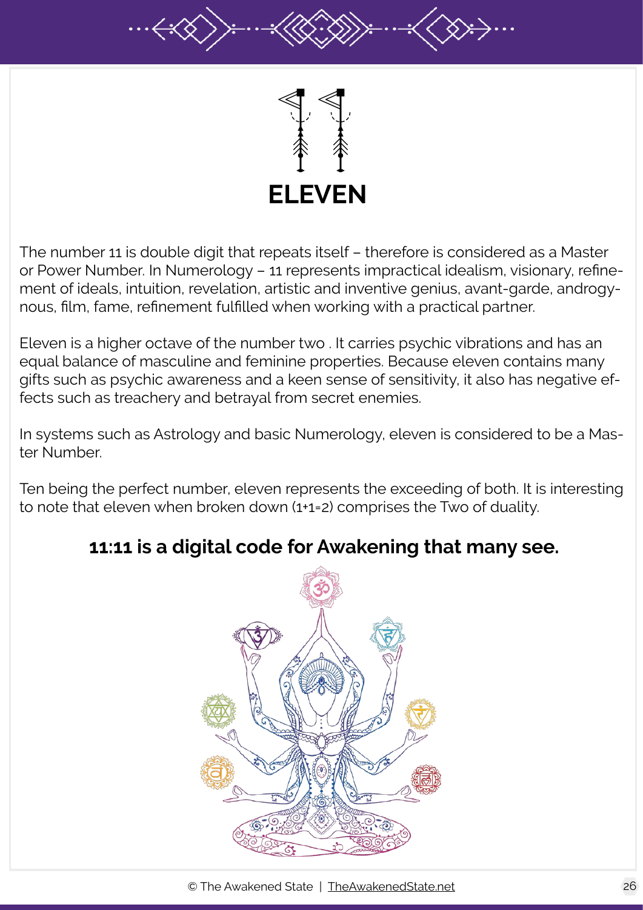# ELEVEN

The number 11 is double digit that repeats itself – therefore is considered as a Master or Power Number. In Numerology – 11 represents impractical idealism, visionary, refinement of ideals, intuition, revelation, artistic and inventive genius, avant-garde, androgynous, film, fame, refinement fulfilled when working with a practical partner.

Eleven is a higher octave of the number two . It carries psychic vibrations and has an equal balance of masculine and feminine properties. Because eleven contains many gifts such as psychic awareness and a keen sense of sensitivity, it also has negative effects such as treachery and betrayal from secret enemies.

In systems such as Astrology and basic Numerology, eleven is considered to be a Master Number.

Ten being the perfect number, eleven represents the exceeding of both. It is interesting to note that eleven when broken down (1+1=2) comprises the Two of duality.

**11:11 is a digital code for Awakening that many see.**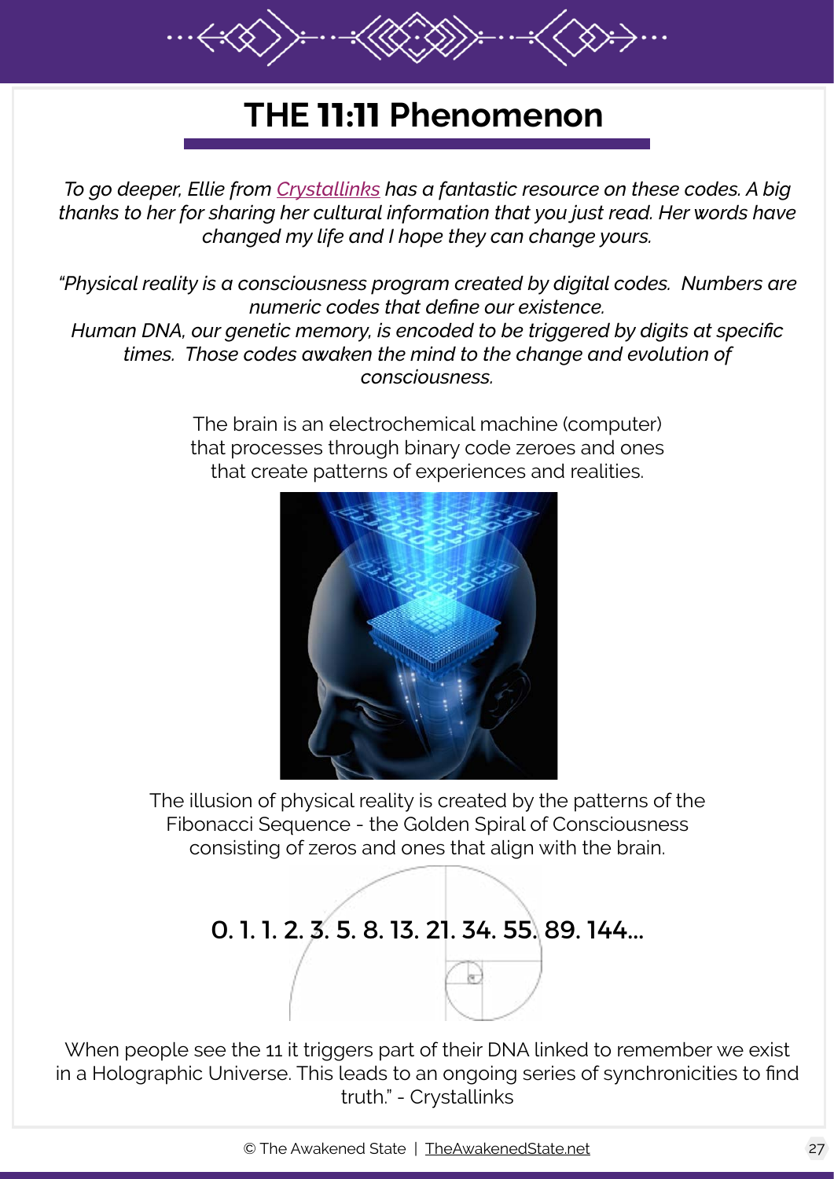# THE 11:11 Phenomenon

*To go deeper, Ellie from Crystallinks has a fantastic resource on these codes. A big thanks to her for sharing her cultural information that you just read. Her words have changed my life and I hope they can change yours.*

*"Physical reality is a consciousness program created by digital codes. Numbers are numeric codes that define our existence.*
*Human DNA, our genetic memory, is encoded to be triggered by digits at specific times. Those codes awaken the mind to the change and evolution of consciousness.*

The brain is an electrochemical machine (computer) that processes through binary code zeroes and ones that create patterns of experiences and realities.

The illusion of physical reality is created by the patterns of the Fibonacci Sequence - the Golden Spiral of Consciousness consisting of zeros and ones that align with the brain.

**0. 1. 1. 2. 3. 5. 8. 13. 21. 34. 55. 89. 144...**

When people see the 11 it triggers part of their DNA linked to remember we exist in a Holographic Universe. This leads to an ongoing series of synchronicities to find truth." - Crystallinks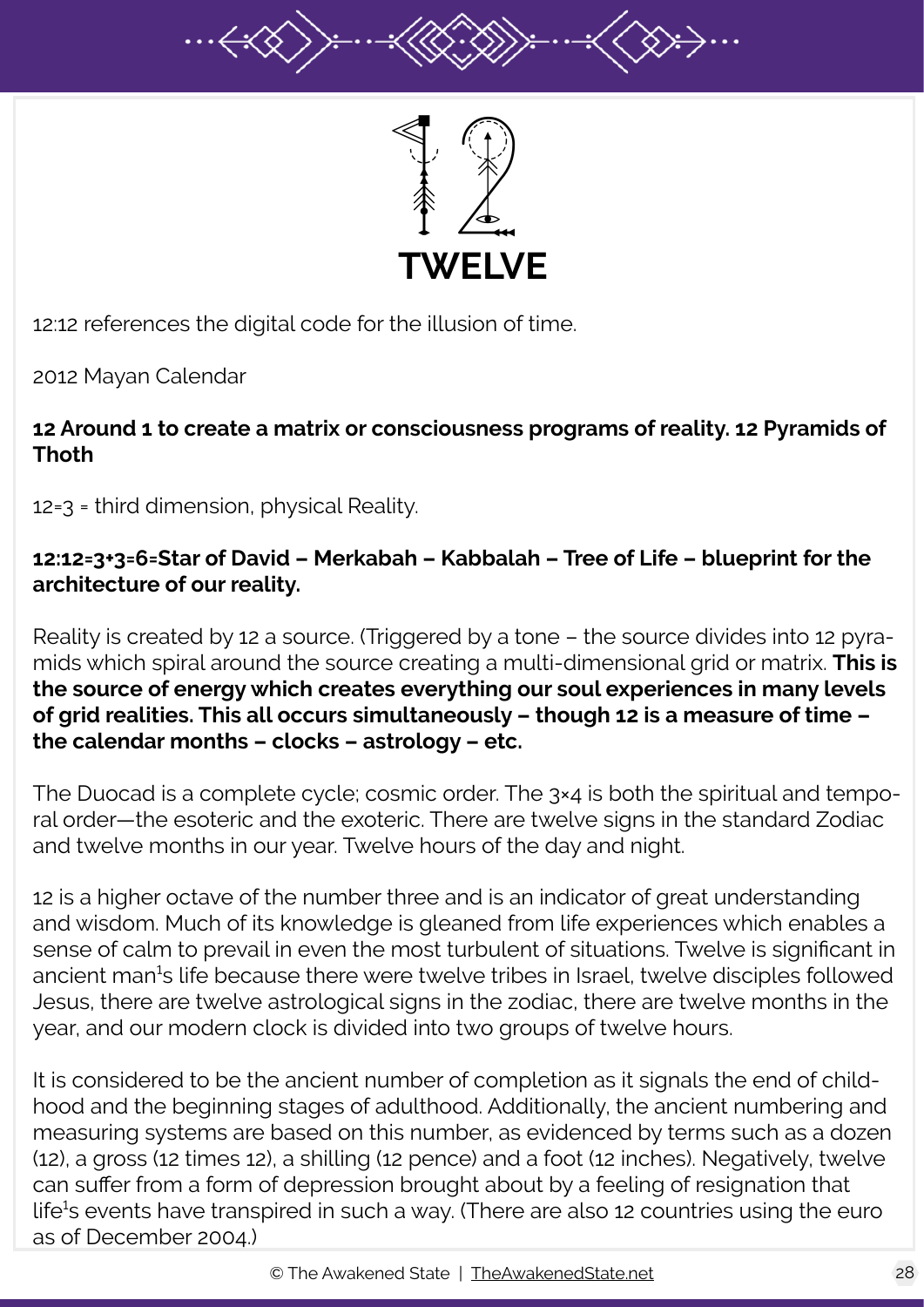# TWELVE

12:12 references the digital code for the illusion of time.

2012 Mayan Calendar

**12 Around 1 to create a matrix or consciousness programs of reality. 12 Pyramids of Thoth**

12=3 = third dimension, physical Reality.

**12:12=3+3=6=Star of David – Merkabah – Kabbalah – Tree of Life – blueprint for the architecture of our reality.**

Reality is created by 12 a source. (Triggered by a tone – the source divides into 12 pyramids which spiral around the source creating a multi-dimensional grid or matrix. **This is the source of energy which creates everything our soul experiences in many levels of grid realities. This all occurs simultaneously – though 12 is a measure of time – the calendar months – clocks – astrology – etc.**

The Duocad is a complete cycle; cosmic order. The 3×4 is both the spiritual and temporal order—the esoteric and the exoteric. There are twelve signs in the standard Zodiac and twelve months in our year. Twelve hours of the day and night.

12 is a higher octave of the number three and is an indicator of great understanding and wisdom. Much of its knowledge is gleaned from life experiences which enables a sense of calm to prevail in even the most turbulent of situations. Twelve is significant in ancient man[1]s life because there were twelve tribes in Israel, twelve disciples followed Jesus, there are twelve astrological signs in the zodiac, there are twelve months in the year, and our modern clock is divided into two groups of twelve hours.

It is considered to be the ancient number of completion as it signals the end of childhood and the beginning stages of adulthood. Additionally, the ancient numbering and measuring systems are based on this number, as evidenced by terms such as a dozen (12), a gross (12 times 12), a shilling (12 pence) and a foot (12 inches). Negatively, twelve can suffer from a form of depression brought about by a feeling of resignation that life[1]s events have transpired in such a way. (There are also 12 countries using the euro as of December 2004.)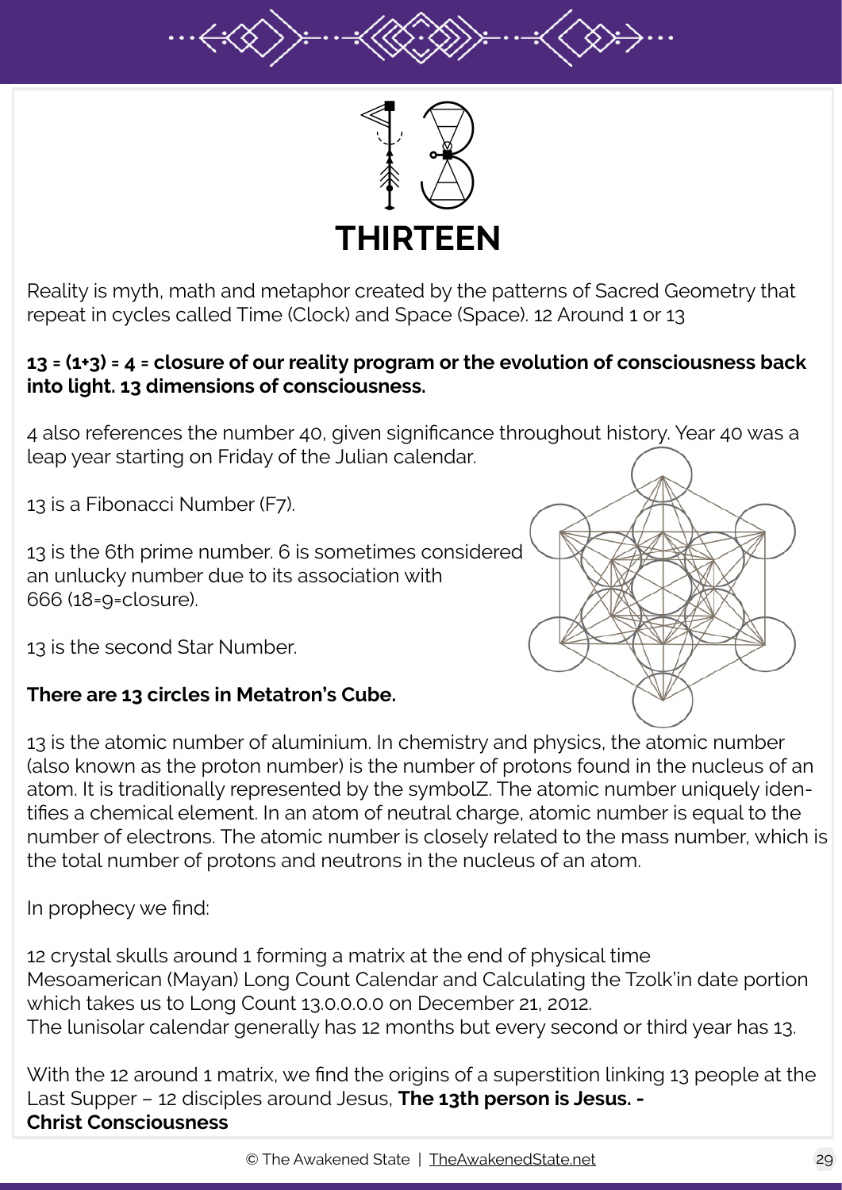# THIRTEEN

Reality is myth, math and metaphor created by the patterns of Sacred Geometry that repeat in cycles called Time (Clock) and Space (Space). 12 Around 1 or 13

**13 = (1+3) = 4 = closure of our reality program or the evolution of consciousness back into light. 13 dimensions of consciousness.**

4 also references the number 40, given significance throughout history. Year 40 was a leap year starting on Friday of the Julian calendar.

13 is a Fibonacci Number (F7).

13 is the 6th prime number. 6 is sometimes considered an unlucky number due to its association with 666 (18=9=closure).

13 is the second Star Number.

**There are 13 circles in Metatron's Cube.**

13 is the atomic number of aluminium. In chemistry and physics, the atomic number (also known as the proton number) is the number of protons found in the nucleus of an atom. It is traditionally represented by the symbolZ. The atomic number uniquely identifies a chemical element. In an atom of neutral charge, atomic number is equal to the number of electrons. The atomic number is closely related to the mass number, which is the total number of protons and neutrons in the nucleus of an atom.

In prophecy we find:

12 crystal skulls around 1 forming a matrix at the end of physical time
Mesoamerican (Mayan) Long Count Calendar and Calculating the Tzolk'in date portion which takes us to Long Count 13.0.0.0.0 on December 21, 2012.
The lunisolar calendar generally has 12 months but every second or third year has 13.

With the 12 around 1 matrix, we find the origins of a superstition linking 13 people at the Last Supper – 12 disciples around Jesus, **The 13th person is Jesus. - Christ Consciousness**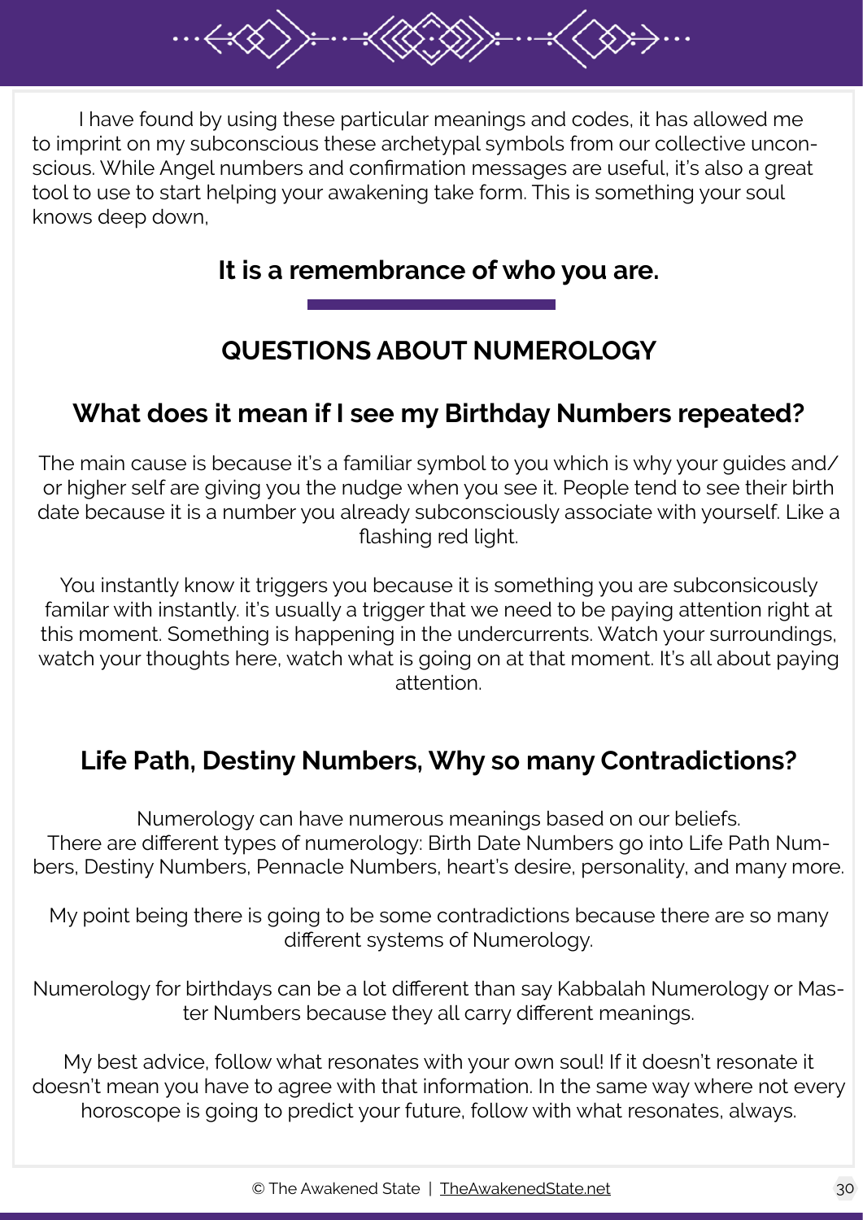I have found by using these particular meanings and codes, it has allowed me to imprint on my subconscious these archetypal symbols from our collective unconscious. While Angel numbers and confirmation messages are useful, it's also a great tool to use to start helping your awakening take form. This is something your soul knows deep down,

**It is a remembrance of who you are.**

## QUESTIONS ABOUT NUMEROLOGY

### What does it mean if I see my Birthday Numbers repeated?

The main cause is because it's a familiar symbol to you which is why your guides and/or higher self are giving you the nudge when you see it. People tend to see their birth date because it is a number you already subconsciously associate with yourself. Like a flashing red light.

You instantly know it triggers you because it is something you are subconsicously familar with instantly. it's usually a trigger that we need to be paying attention right at this moment. Something is happening in the undercurrents. Watch your surroundings, watch your thoughts here, watch what is going on at that moment. It's all about paying attention.

### Life Path, Destiny Numbers, Why so many Contradictions?

Numerology can have numerous meanings based on our beliefs.
There are different types of numerology: Birth Date Numbers go into Life Path Numbers, Destiny Numbers, Pennacle Numbers, heart's desire, personality, and many more.

My point being there is going to be some contradictions because there are so many different systems of Numerology.

Numerology for birthdays can be a lot different than say Kabbalah Numerology or Master Numbers because they all carry different meanings.

My best advice, follow what resonates with your own soul! If it doesn't resonate it doesn't mean you have to agree with that information. In the same way where not every horoscope is going to predict your future, follow with what resonates, always.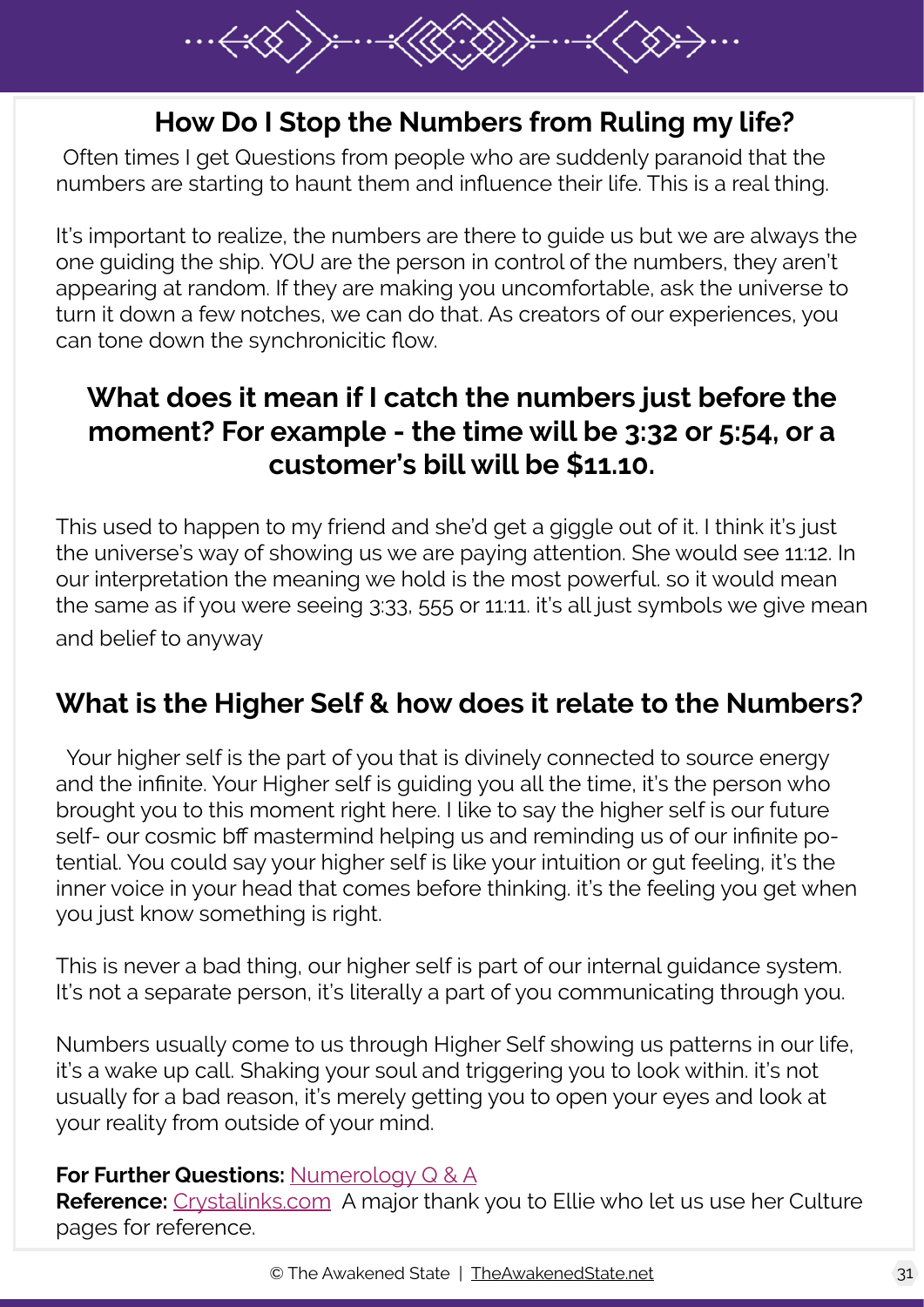## How Do I Stop the Numbers from Ruling my life?

Often times I get Questions from people who are suddenly paranoid that the numbers are starting to haunt them and influence their life. This is a real thing.

It's important to realize, the numbers are there to guide us but we are always the one guiding the ship. YOU are the person in control of the numbers, they aren't appearing at random. If they are making you uncomfortable, ask the universe to turn it down a few notches, we can do that. As creators of our experiences, you can tone down the synchronicitic flow.

## What does it mean if I catch the numbers just before the moment? For example - the time will be 3:32 or 5:54, or a customer's bill will be $11.10.

This used to happen to my friend and she'd get a giggle out of it. I think it's just the universe's way of showing us we are paying attention. She would see 11:12. In our interpretation the meaning we hold is the most powerful. so it would mean the same as if you were seeing 3:33, 555 or 11:11. it's all just symbols we give mean and belief to anyway

## What is the Higher Self & how does it relate to the Numbers?

Your higher self is the part of you that is divinely connected to source energy and the infinite. Your Higher self is guiding you all the time, it's the person who brought you to this moment right here. I like to say the higher self is our future self- our cosmic bff mastermind helping us and reminding us of our infinite potential. You could say your higher self is like your intuition or gut feeling, it's the inner voice in your head that comes before thinking. it's the feeling you get when you just know something is right.

This is never a bad thing, our higher self is part of our internal guidance system. It's not a separate person, it's literally a part of you communicating through you.

Numbers usually come to us through Higher Self showing us patterns in our life, it's a wake up call. Shaking your soul and triggering you to look within. it's not usually for a bad reason, it's merely getting you to open your eyes and look at your reality from outside of your mind.

**For Further Questions:** Numerology Q & A
**Reference:** Crystalinks.com A major thank you to Ellie who let us use her Culture pages for reference.

© The Awakened State | TheAwakenedState.net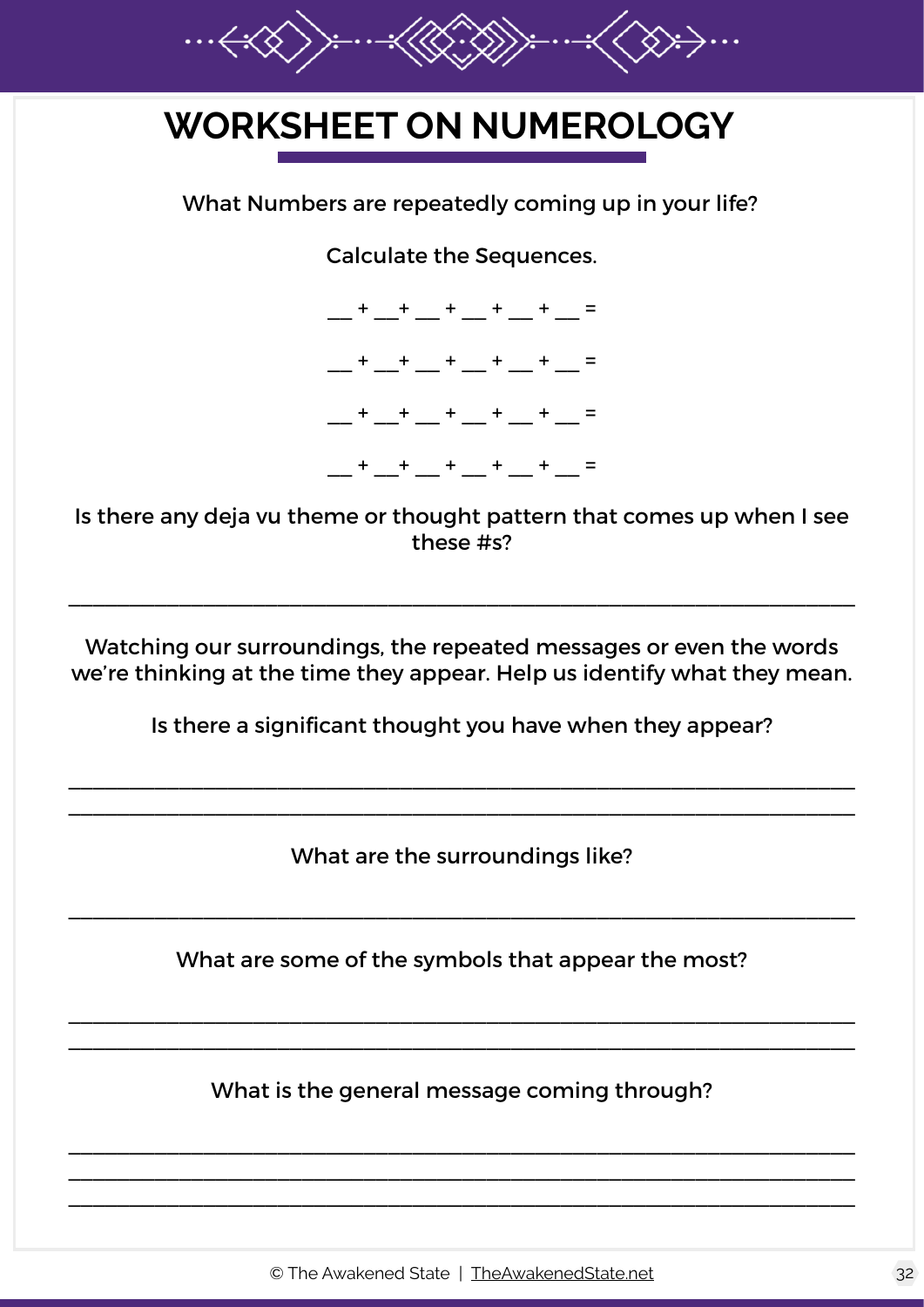# WORKSHEET ON NUMEROLOGY

What Numbers are repeatedly coming up in your life?

Calculate the Sequences.

___ + ___+ ___ + ___ + ___ + ___ =

___ + ___+ ___ + ___ + ___ + ___ =

___ + ___+ ___ + ___ + ___ + ___ =

___ + ___+ ___ + ___ + ___ + ___ =

Is there any deja vu theme or thought pattern that comes up when I see these #s?

_______________________________________________________________________

Watching our surroundings, the repeated messages or even the words we're thinking at the time they appear. Help us identify what they mean.

Is there a significant thought you have when they appear?

_______________________________________________________________________

_______________________________________________________________________

What are the surroundings like?

_______________________________________________________________________

What are some of the symbols that appear the most?

_______________________________________________________________________

_______________________________________________________________________

What is the general message coming through?

_______________________________________________________________________

_______________________________________________________________________

_______________________________________________________________________

© The Awakened State | TheAwakenedState.net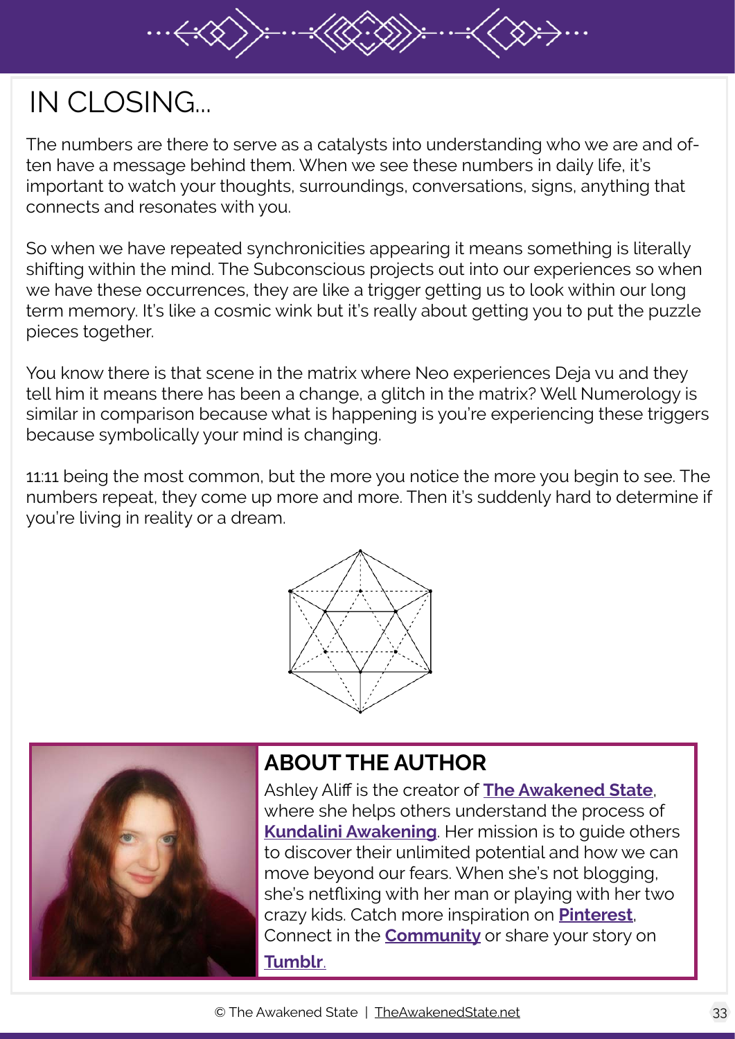# IN CLOSING...

The numbers are there to serve as a catalysts into understanding who we are and often have a message behind them. When we see these numbers in daily life, it's important to watch your thoughts, surroundings, conversations, signs, anything that connects and resonates with you.

So when we have repeated synchronicities appearing it means something is literally shifting within the mind. The Subconscious projects out into our experiences so when we have these occurrences, they are like a trigger getting us to look within our long term memory. It's like a cosmic wink but it's really about getting you to put the puzzle pieces together.

You know there is that scene in the matrix where Neo experiences Deja vu and they tell him it means there has been a change, a glitch in the matrix? Well Numerology is similar in comparison because what is happening is you're experiencing these triggers because symbolically your mind is changing.

11:11 being the most common, but the more you notice the more you begin to see. The numbers repeat, they come up more and more. Then it's suddenly hard to determine if you're living in reality or a dream.

## ABOUT THE AUTHOR

Ashley Aliff is the creator of **The Awakened State**, where she helps others understand the process of **Kundalini Awakening**. Her mission is to guide others to discover their unlimited potential and how we can move beyond our fears. When she's not blogging, she's netflixing with her man or playing with her two crazy kids. Catch more inspiration on **Pinterest**, Connect in the **Community** or share your story on **Tumblr**.

© The Awakened State | TheAwakenedState.net